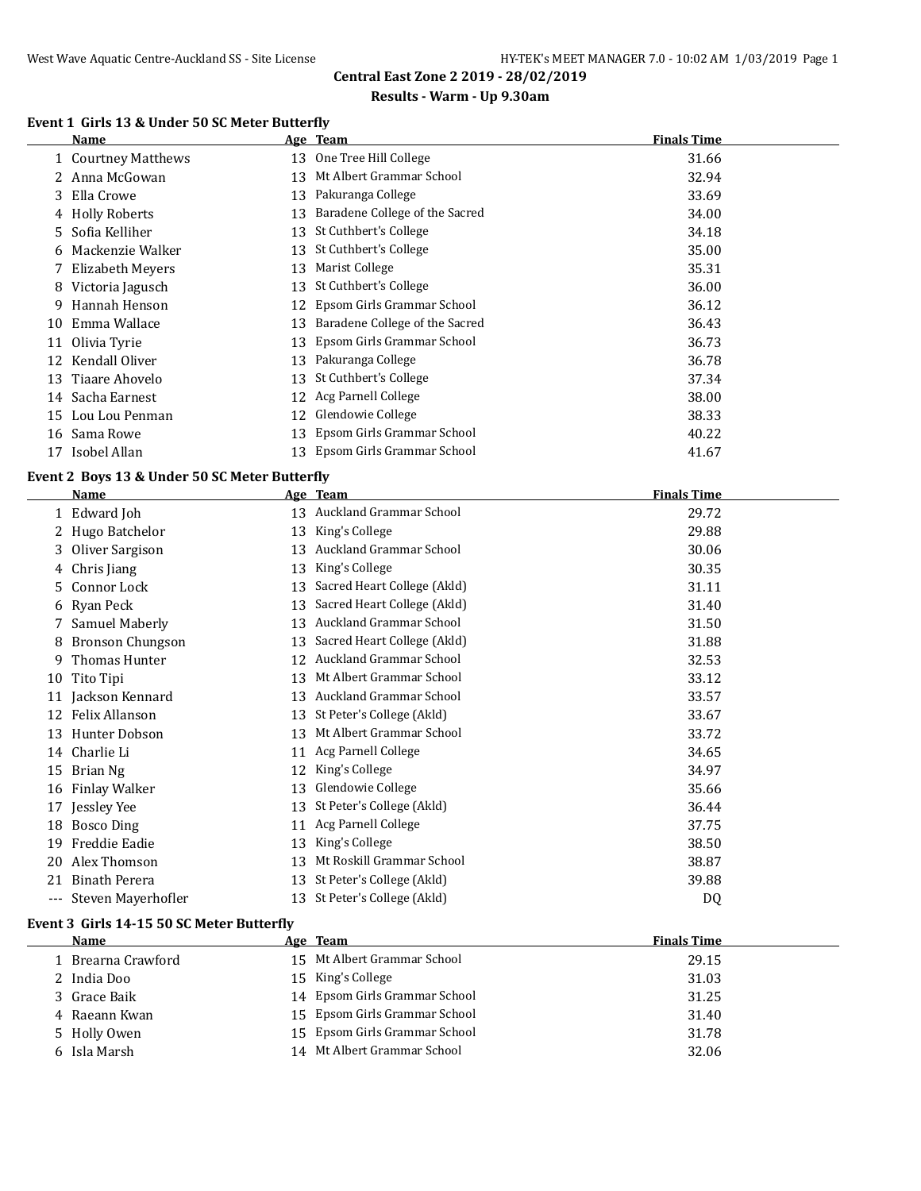**Central East Zone 2 2019 - 28/02/2019**

**Results - Warm - Up 9.30am**

### Event 1 Girls 13 & Under 50 SC Meter Butterfly

| | Name | Age | Team | Finals Time |
|---|---|---|---|---|
| 1 | Courtney Matthews | 13 | One Tree Hill College | 31.66 |
| 2 | Anna McGowan | 13 | Mt Albert Grammar School | 32.94 |
| 3 | Ella Crowe | 13 | Pakuranga College | 33.69 |
| 4 | Holly Roberts | 13 | Baradene College of the Sacred | 34.00 |
| 5 | Sofia Kelliher | 13 | St Cuthbert's College | 34.18 |
| 6 | Mackenzie Walker | 13 | St Cuthbert's College | 35.00 |
| 7 | Elizabeth Meyers | 13 | Marist College | 35.31 |
| 8 | Victoria Jagusch | 13 | St Cuthbert's College | 36.00 |
| 9 | Hannah Henson | 12 | Epsom Girls Grammar School | 36.12 |
| 10 | Emma Wallace | 13 | Baradene College of the Sacred | 36.43 |
| 11 | Olivia Tyrie | 13 | Epsom Girls Grammar School | 36.73 |
| 12 | Kendall Oliver | 13 | Pakuranga College | 36.78 |
| 13 | Tiaare Ahovelo | 13 | St Cuthbert's College | 37.34 |
| 14 | Sacha Earnest | 12 | Acg Parnell College | 38.00 |
| 15 | Lou Lou Penman | 12 | Glendowie College | 38.33 |
| 16 | Sama Rowe | 13 | Epsom Girls Grammar School | 40.22 |
| 17 | Isobel Allan | 13 | Epsom Girls Grammar School | 41.67 |

### Event 2 Boys 13 & Under 50 SC Meter Butterfly

| | Name | Age | Team | Finals Time |
|---|---|---|---|---|
| 1 | Edward Joh | 13 | Auckland Grammar School | 29.72 |
| 2 | Hugo Batchelor | 13 | King's College | 29.88 |
| 3 | Oliver Sargison | 13 | Auckland Grammar School | 30.06 |
| 4 | Chris Jiang | 13 | King's College | 30.35 |
| 5 | Connor Lock | 13 | Sacred Heart College (Akld) | 31.11 |
| 6 | Ryan Peck | 13 | Sacred Heart College (Akld) | 31.40 |
| 7 | Samuel Maberly | 13 | Auckland Grammar School | 31.50 |
| 8 | Bronson Chungson | 13 | Sacred Heart College (Akld) | 31.88 |
| 9 | Thomas Hunter | 12 | Auckland Grammar School | 32.53 |
| 10 | Tito Tipi | 13 | Mt Albert Grammar School | 33.12 |
| 11 | Jackson Kennard | 13 | Auckland Grammar School | 33.57 |
| 12 | Felix Allanson | 13 | St Peter's College (Akld) | 33.67 |
| 13 | Hunter Dobson | 13 | Mt Albert Grammar School | 33.72 |
| 14 | Charlie Li | 11 | Acg Parnell College | 34.65 |
| 15 | Brian Ng | 12 | King's College | 34.97 |
| 16 | Finlay Walker | 13 | Glendowie College | 35.66 |
| 17 | Jessley Yee | 13 | St Peter's College (Akld) | 36.44 |
| 18 | Bosco Ding | 11 | Acg Parnell College | 37.75 |
| 19 | Freddie Eadie | 13 | King's College | 38.50 |
| 20 | Alex Thomson | 13 | Mt Roskill Grammar School | 38.87 |
| 21 | Binath Perera | 13 | St Peter's College (Akld) | 39.88 |
| --- | Steven Mayerhofler | 13 | St Peter's College (Akld) | DQ |

### Event 3 Girls 14-15 50 SC Meter Butterfly

| | Name | Age | Team | Finals Time |
|---|---|---|---|---|
| 1 | Brearna Crawford | 15 | Mt Albert Grammar School | 29.15 |
| 2 | India Doo | 15 | King's College | 31.03 |
| 3 | Grace Baik | 14 | Epsom Girls Grammar School | 31.25 |
| 4 | Raeann Kwan | 15 | Epsom Girls Grammar School | 31.40 |
| 5 | Holly Owen | 15 | Epsom Girls Grammar School | 31.78 |
| 6 | Isla Marsh | 14 | Mt Albert Grammar School | 32.06 |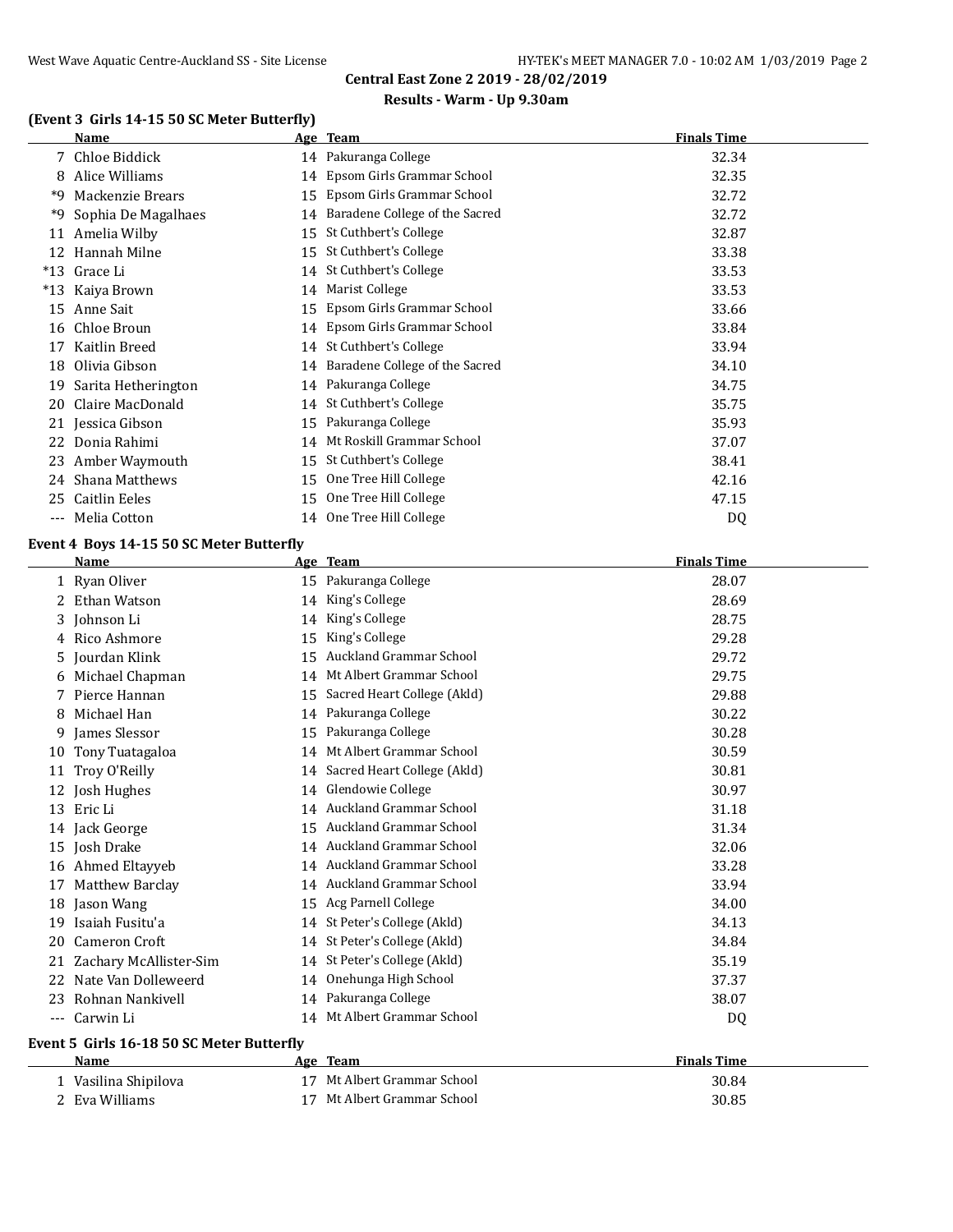## Central East Zone 2 2019 - 28/02/2019

### Results - Warm - Up 9.30am

### (Event 3 Girls 14-15 50 SC Meter Butterfly)

| | Name | Age | Team | Finals Time |
|---|---|---|---|---|
| 7 | Chloe Biddick | 14 | Pakuranga College | 32.34 |
| 8 | Alice Williams | 14 | Epsom Girls Grammar School | 32.35 |
| *9 | Mackenzie Brears | 15 | Epsom Girls Grammar School | 32.72 |
| *9 | Sophia De Magalhaes | 14 | Baradene College of the Sacred | 32.72 |
| 11 | Amelia Wilby | 15 | St Cuthbert's College | 32.87 |
| 12 | Hannah Milne | 15 | St Cuthbert's College | 33.38 |
| *13 | Grace Li | 14 | St Cuthbert's College | 33.53 |
| *13 | Kaiya Brown | 14 | Marist College | 33.53 |
| 15 | Anne Sait | 15 | Epsom Girls Grammar School | 33.66 |
| 16 | Chloe Broun | 14 | Epsom Girls Grammar School | 33.84 |
| 17 | Kaitlin Breed | 14 | St Cuthbert's College | 33.94 |
| 18 | Olivia Gibson | 14 | Baradene College of the Sacred | 34.10 |
| 19 | Sarita Hetherington | 14 | Pakuranga College | 34.75 |
| 20 | Claire MacDonald | 14 | St Cuthbert's College | 35.75 |
| 21 | Jessica Gibson | 15 | Pakuranga College | 35.93 |
| 22 | Donia Rahimi | 14 | Mt Roskill Grammar School | 37.07 |
| 23 | Amber Waymouth | 15 | St Cuthbert's College | 38.41 |
| 24 | Shana Matthews | 15 | One Tree Hill College | 42.16 |
| 25 | Caitlin Eeles | 15 | One Tree Hill College | 47.15 |
| --- | Melia Cotton | 14 | One Tree Hill College | DQ |

### Event 4 Boys 14-15 50 SC Meter Butterfly

| | Name | Age | Team | Finals Time |
|---|---|---|---|---|
| 1 | Ryan Oliver | 15 | Pakuranga College | 28.07 |
| 2 | Ethan Watson | 14 | King's College | 28.69 |
| 3 | Johnson Li | 14 | King's College | 28.75 |
| 4 | Rico Ashmore | 15 | King's College | 29.28 |
| 5 | Jourdan Klink | 15 | Auckland Grammar School | 29.72 |
| 6 | Michael Chapman | 14 | Mt Albert Grammar School | 29.75 |
| 7 | Pierce Hannan | 15 | Sacred Heart College (Akld) | 29.88 |
| 8 | Michael Han | 14 | Pakuranga College | 30.22 |
| 9 | James Slessor | 15 | Pakuranga College | 30.28 |
| 10 | Tony Tuatagaloa | 14 | Mt Albert Grammar School | 30.59 |
| 11 | Troy O'Reilly | 14 | Sacred Heart College (Akld) | 30.81 |
| 12 | Josh Hughes | 14 | Glendowie College | 30.97 |
| 13 | Eric Li | 14 | Auckland Grammar School | 31.18 |
| 14 | Jack George | 15 | Auckland Grammar School | 31.34 |
| 15 | Josh Drake | 14 | Auckland Grammar School | 32.06 |
| 16 | Ahmed Eltayyeb | 14 | Auckland Grammar School | 33.28 |
| 17 | Matthew Barclay | 14 | Auckland Grammar School | 33.94 |
| 18 | Jason Wang | 15 | Acg Parnell College | 34.00 |
| 19 | Isaiah Fusitu'a | 14 | St Peter's College (Akld) | 34.13 |
| 20 | Cameron Croft | 14 | St Peter's College (Akld) | 34.84 |
| 21 | Zachary McAllister-Sim | 14 | St Peter's College (Akld) | 35.19 |
| 22 | Nate Van Dolleweerd | 14 | Onehunga High School | 37.37 |
| 23 | Rohnan Nankivell | 14 | Pakuranga College | 38.07 |
| --- | Carwin Li | 14 | Mt Albert Grammar School | DQ |

### Event 5 Girls 16-18 50 SC Meter Butterfly

| | Name | Age | Team | Finals Time |
|---|---|---|---|---|
| 1 | Vasilina Shipilova | 17 | Mt Albert Grammar School | 30.84 |
| 2 | Eva Williams | 17 | Mt Albert Grammar School | 30.85 |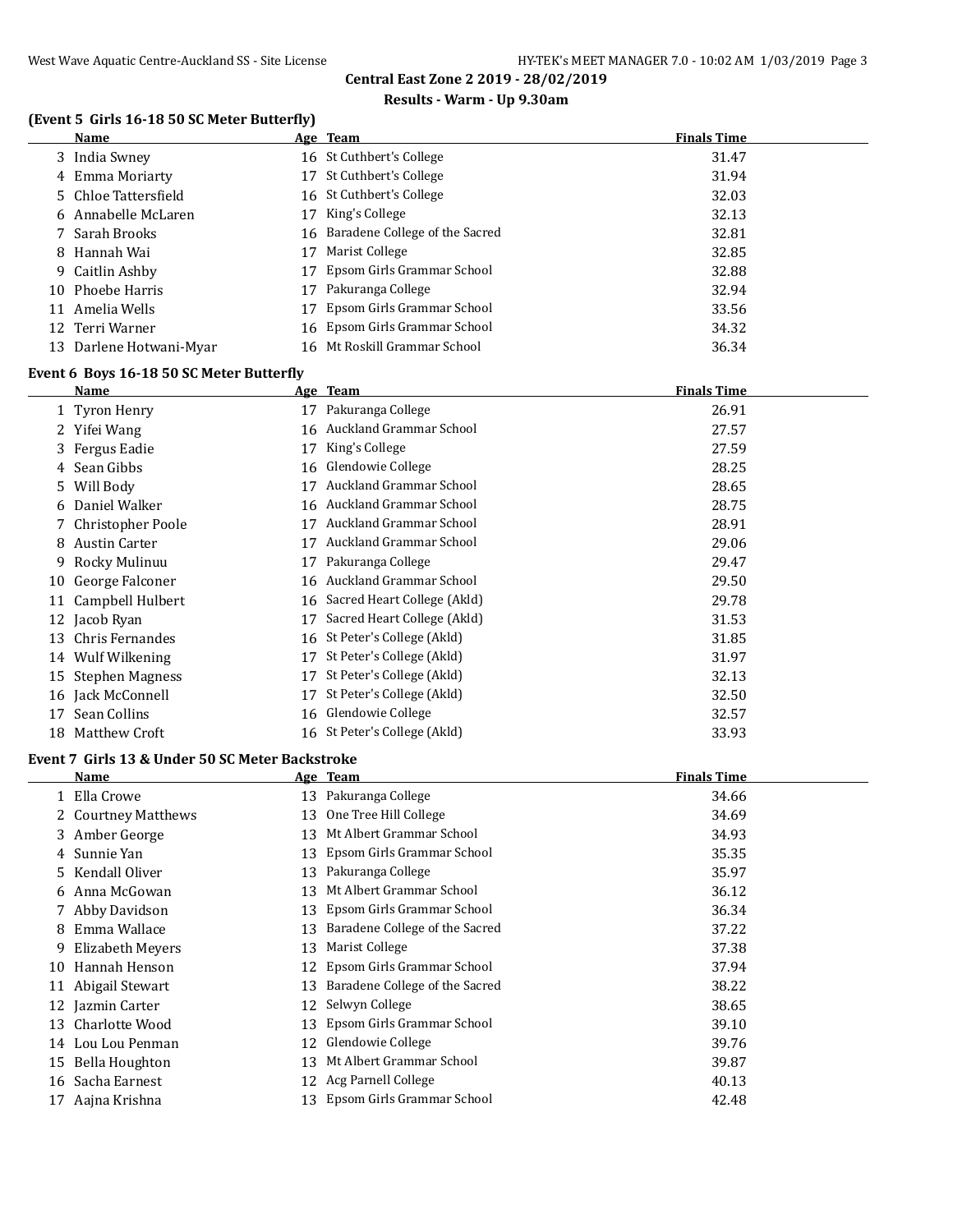## Central East Zone 2 2019 - 28/02/2019

### Results - Warm - Up 9.30am

### (Event 5 Girls 16-18 50 SC Meter Butterfly)

| | Name | Age | Team | Finals Time |
|---|---|---|---|---|
| 3 | India Swney | 16 | St Cuthbert's College | 31.47 |
| 4 | Emma Moriarty | 17 | St Cuthbert's College | 31.94 |
| 5 | Chloe Tattersfield | 16 | St Cuthbert's College | 32.03 |
| 6 | Annabelle McLaren | 17 | King's College | 32.13 |
| 7 | Sarah Brooks | 16 | Baradene College of the Sacred | 32.81 |
| 8 | Hannah Wai | 17 | Marist College | 32.85 |
| 9 | Caitlin Ashby | 17 | Epsom Girls Grammar School | 32.88 |
| 10 | Phoebe Harris | 17 | Pakuranga College | 32.94 |
| 11 | Amelia Wells | 17 | Epsom Girls Grammar School | 33.56 |
| 12 | Terri Warner | 16 | Epsom Girls Grammar School | 34.32 |
| 13 | Darlene Hotwani-Myar | 16 | Mt Roskill Grammar School | 36.34 |

### Event 6 Boys 16-18 50 SC Meter Butterfly

| | Name | Age | Team | Finals Time |
|---|---|---|---|---|
| 1 | Tyron Henry | 17 | Pakuranga College | 26.91 |
| 2 | Yifei Wang | 16 | Auckland Grammar School | 27.57 |
| 3 | Fergus Eadie | 17 | King's College | 27.59 |
| 4 | Sean Gibbs | 16 | Glendowie College | 28.25 |
| 5 | Will Body | 17 | Auckland Grammar School | 28.65 |
| 6 | Daniel Walker | 16 | Auckland Grammar School | 28.75 |
| 7 | Christopher Poole | 17 | Auckland Grammar School | 28.91 |
| 8 | Austin Carter | 17 | Auckland Grammar School | 29.06 |
| 9 | Rocky Mulinuu | 17 | Pakuranga College | 29.47 |
| 10 | George Falconer | 16 | Auckland Grammar School | 29.50 |
| 11 | Campbell Hulbert | 16 | Sacred Heart College (Akld) | 29.78 |
| 12 | Jacob Ryan | 17 | Sacred Heart College (Akld) | 31.53 |
| 13 | Chris Fernandes | 16 | St Peter's College (Akld) | 31.85 |
| 14 | Wulf Wilkening | 17 | St Peter's College (Akld) | 31.97 |
| 15 | Stephen Magness | 17 | St Peter's College (Akld) | 32.13 |
| 16 | Jack McConnell | 17 | St Peter's College (Akld) | 32.50 |
| 17 | Sean Collins | 16 | Glendowie College | 32.57 |
| 18 | Matthew Croft | 16 | St Peter's College (Akld) | 33.93 |

### Event 7 Girls 13 & Under 50 SC Meter Backstroke

| | Name | Age | Team | Finals Time |
|---|---|---|---|---|
| 1 | Ella Crowe | 13 | Pakuranga College | 34.66 |
| 2 | Courtney Matthews | 13 | One Tree Hill College | 34.69 |
| 3 | Amber George | 13 | Mt Albert Grammar School | 34.93 |
| 4 | Sunnie Yan | 13 | Epsom Girls Grammar School | 35.35 |
| 5 | Kendall Oliver | 13 | Pakuranga College | 35.97 |
| 6 | Anna McGowan | 13 | Mt Albert Grammar School | 36.12 |
| 7 | Abby Davidson | 13 | Epsom Girls Grammar School | 36.34 |
| 8 | Emma Wallace | 13 | Baradene College of the Sacred | 37.22 |
| 9 | Elizabeth Meyers | 13 | Marist College | 37.38 |
| 10 | Hannah Henson | 12 | Epsom Girls Grammar School | 37.94 |
| 11 | Abigail Stewart | 13 | Baradene College of the Sacred | 38.22 |
| 12 | Jazmin Carter | 12 | Selwyn College | 38.65 |
| 13 | Charlotte Wood | 13 | Epsom Girls Grammar School | 39.10 |
| 14 | Lou Lou Penman | 12 | Glendowie College | 39.76 |
| 15 | Bella Houghton | 13 | Mt Albert Grammar School | 39.87 |
| 16 | Sacha Earnest | 12 | Acg Parnell College | 40.13 |
| 17 | Aajna Krishna | 13 | Epsom Girls Grammar School | 42.48 |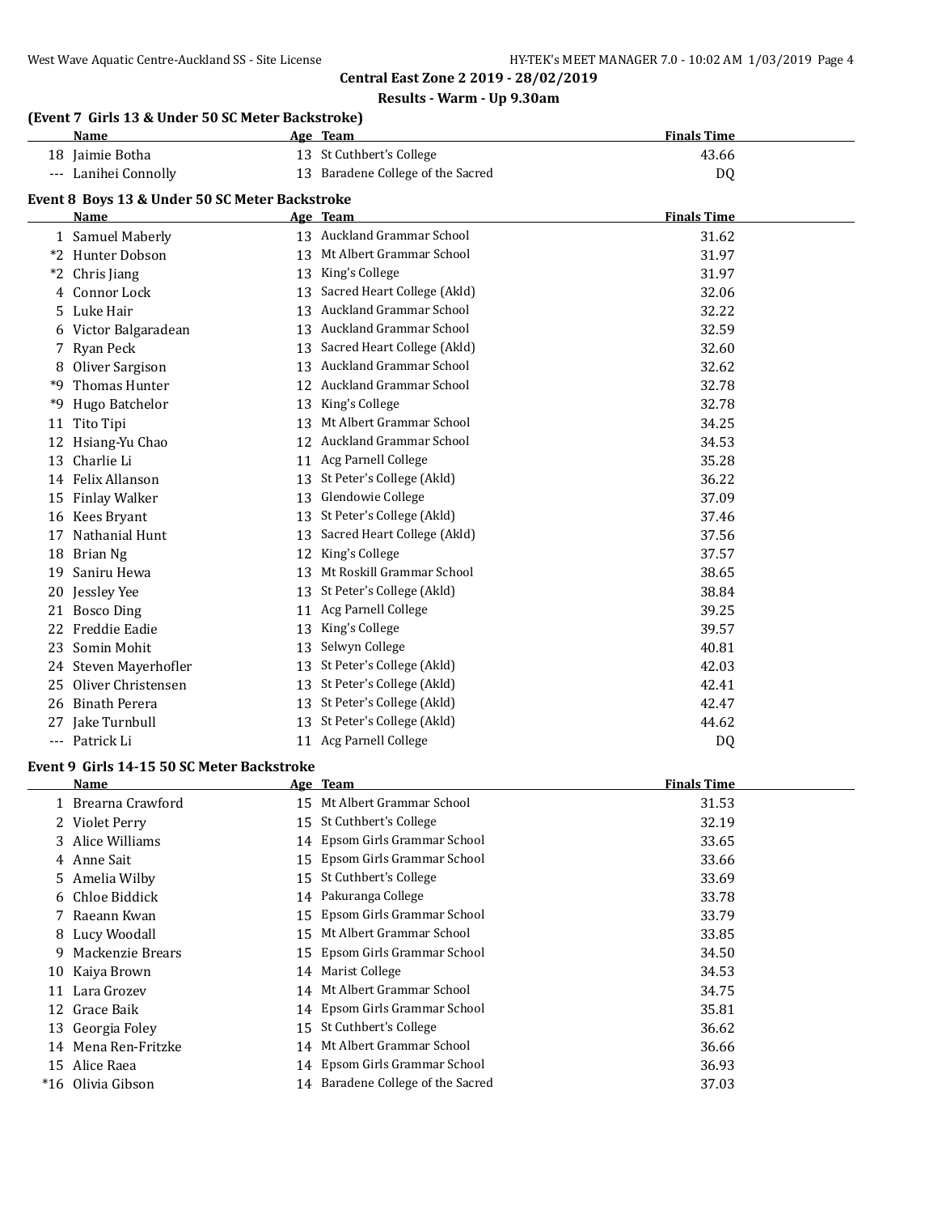**Central East Zone 2 2019 - 28/02/2019**

**Results - Warm - Up 9.30am**

### (Event 7 Girls 13 & Under 50 SC Meter Backstroke)

| | Name | Age | Team | Finals Time |
|---|---|---|---|---|
| 18 | Jaimie Botha | 13 | St Cuthbert's College | 43.66 |
| --- | Lanihei Connolly | 13 | Baradene College of the Sacred | DQ |

### Event 8 Boys 13 & Under 50 SC Meter Backstroke

| | Name | Age | Team | Finals Time |
|---|---|---|---|---|
| 1 | Samuel Maberly | 13 | Auckland Grammar School | 31.62 |
| *2 | Hunter Dobson | 13 | Mt Albert Grammar School | 31.97 |
| *2 | Chris Jiang | 13 | King's College | 31.97 |
| 4 | Connor Lock | 13 | Sacred Heart College (Akld) | 32.06 |
| 5 | Luke Hair | 13 | Auckland Grammar School | 32.22 |
| 6 | Victor Balgaradean | 13 | Auckland Grammar School | 32.59 |
| 7 | Ryan Peck | 13 | Sacred Heart College (Akld) | 32.60 |
| 8 | Oliver Sargison | 13 | Auckland Grammar School | 32.62 |
| *9 | Thomas Hunter | 12 | Auckland Grammar School | 32.78 |
| *9 | Hugo Batchelor | 13 | King's College | 32.78 |
| 11 | Tito Tipi | 13 | Mt Albert Grammar School | 34.25 |
| 12 | Hsiang-Yu Chao | 12 | Auckland Grammar School | 34.53 |
| 13 | Charlie Li | 11 | Acg Parnell College | 35.28 |
| 14 | Felix Allanson | 13 | St Peter's College (Akld) | 36.22 |
| 15 | Finlay Walker | 13 | Glendowie College | 37.09 |
| 16 | Kees Bryant | 13 | St Peter's College (Akld) | 37.46 |
| 17 | Nathanial Hunt | 13 | Sacred Heart College (Akld) | 37.56 |
| 18 | Brian Ng | 12 | King's College | 37.57 |
| 19 | Saniru Hewa | 13 | Mt Roskill Grammar School | 38.65 |
| 20 | Jessley Yee | 13 | St Peter's College (Akld) | 38.84 |
| 21 | Bosco Ding | 11 | Acg Parnell College | 39.25 |
| 22 | Freddie Eadie | 13 | King's College | 39.57 |
| 23 | Somin Mohit | 13 | Selwyn College | 40.81 |
| 24 | Steven Mayerhofler | 13 | St Peter's College (Akld) | 42.03 |
| 25 | Oliver Christensen | 13 | St Peter's College (Akld) | 42.41 |
| 26 | Binath Perera | 13 | St Peter's College (Akld) | 42.47 |
| 27 | Jake Turnbull | 13 | St Peter's College (Akld) | 44.62 |
| --- | Patrick Li | 11 | Acg Parnell College | DQ |

### Event 9 Girls 14-15 50 SC Meter Backstroke

| | Name | Age | Team | Finals Time |
|---|---|---|---|---|
| 1 | Brearna Crawford | 15 | Mt Albert Grammar School | 31.53 |
| 2 | Violet Perry | 15 | St Cuthbert's College | 32.19 |
| 3 | Alice Williams | 14 | Epsom Girls Grammar School | 33.65 |
| 4 | Anne Sait | 15 | Epsom Girls Grammar School | 33.66 |
| 5 | Amelia Wilby | 15 | St Cuthbert's College | 33.69 |
| 6 | Chloe Biddick | 14 | Pakuranga College | 33.78 |
| 7 | Raeann Kwan | 15 | Epsom Girls Grammar School | 33.79 |
| 8 | Lucy Woodall | 15 | Mt Albert Grammar School | 33.85 |
| 9 | Mackenzie Brears | 15 | Epsom Girls Grammar School | 34.50 |
| 10 | Kaiya Brown | 14 | Marist College | 34.53 |
| 11 | Lara Grozev | 14 | Mt Albert Grammar School | 34.75 |
| 12 | Grace Baik | 14 | Epsom Girls Grammar School | 35.81 |
| 13 | Georgia Foley | 15 | St Cuthbert's College | 36.62 |
| 14 | Mena Ren-Fritzke | 14 | Mt Albert Grammar School | 36.66 |
| 15 | Alice Raea | 14 | Epsom Girls Grammar School | 36.93 |
| *16 | Olivia Gibson | 14 | Baradene College of the Sacred | 37.03 |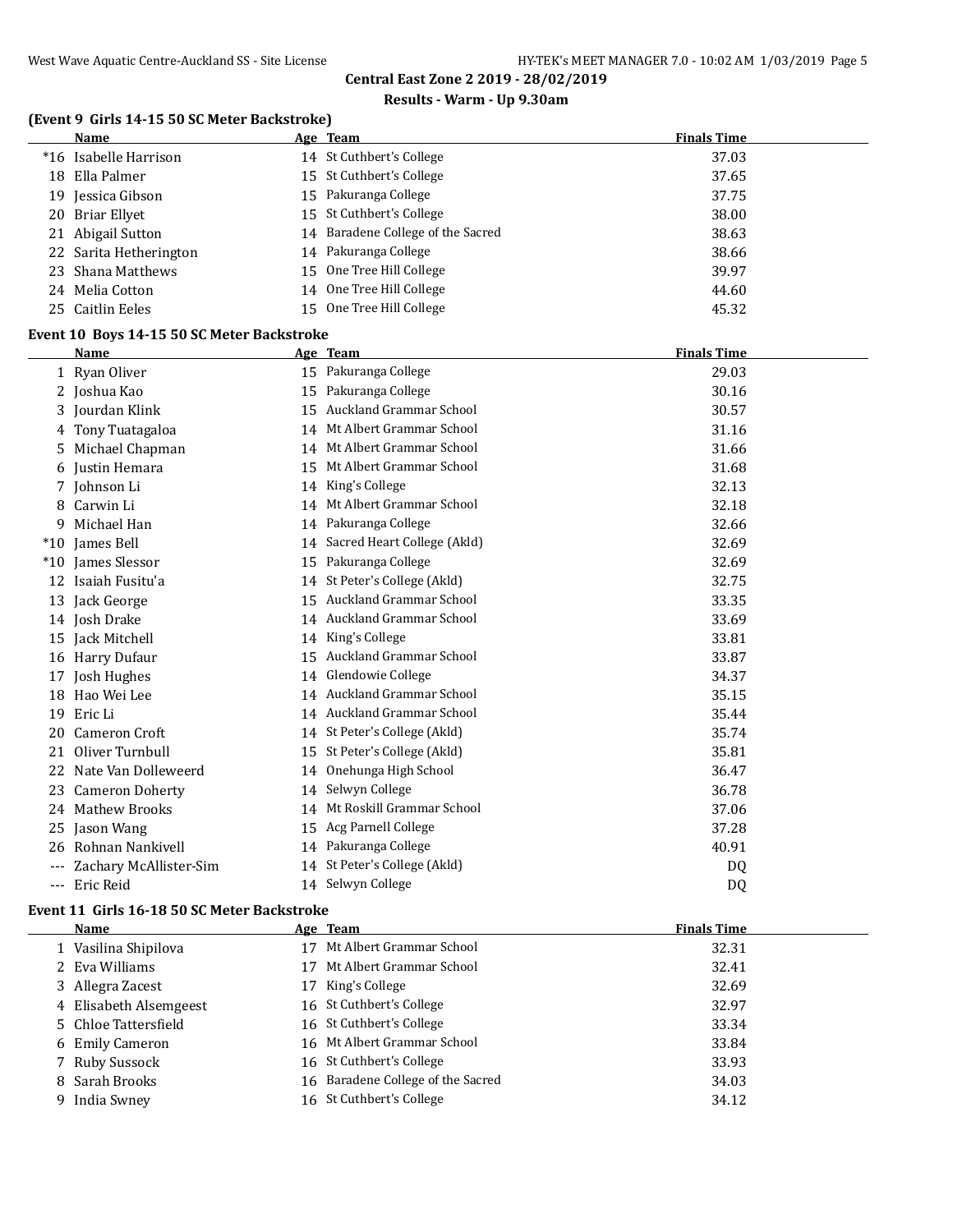## Central East Zone 2 2019 - 28/02/2019

### Results - Warm - Up 9.30am

### (Event 9 Girls 14-15 50 SC Meter Backstroke)

| | Name | Age | Team | Finals Time |
|---|---|---|---|---|
| *16 | Isabelle Harrison | 14 | St Cuthbert's College | 37.03 |
| 18 | Ella Palmer | 15 | St Cuthbert's College | 37.65 |
| 19 | Jessica Gibson | 15 | Pakuranga College | 37.75 |
| 20 | Briar Ellyet | 15 | St Cuthbert's College | 38.00 |
| 21 | Abigail Sutton | 14 | Baradene College of the Sacred | 38.63 |
| 22 | Sarita Hetherington | 14 | Pakuranga College | 38.66 |
| 23 | Shana Matthews | 15 | One Tree Hill College | 39.97 |
| 24 | Melia Cotton | 14 | One Tree Hill College | 44.60 |
| 25 | Caitlin Eeles | 15 | One Tree Hill College | 45.32 |

### Event 10 Boys 14-15 50 SC Meter Backstroke

| | Name | Age | Team | Finals Time |
|---|---|---|---|---|
| 1 | Ryan Oliver | 15 | Pakuranga College | 29.03 |
| 2 | Joshua Kao | 15 | Pakuranga College | 30.16 |
| 3 | Jourdan Klink | 15 | Auckland Grammar School | 30.57 |
| 4 | Tony Tuatagaloa | 14 | Mt Albert Grammar School | 31.16 |
| 5 | Michael Chapman | 14 | Mt Albert Grammar School | 31.66 |
| 6 | Justin Hemara | 15 | Mt Albert Grammar School | 31.68 |
| 7 | Johnson Li | 14 | King's College | 32.13 |
| 8 | Carwin Li | 14 | Mt Albert Grammar School | 32.18 |
| 9 | Michael Han | 14 | Pakuranga College | 32.66 |
| *10 | James Bell | 14 | Sacred Heart College (Akld) | 32.69 |
| *10 | James Slessor | 15 | Pakuranga College | 32.69 |
| 12 | Isaiah Fusitu'a | 14 | St Peter's College (Akld) | 32.75 |
| 13 | Jack George | 15 | Auckland Grammar School | 33.35 |
| 14 | Josh Drake | 14 | Auckland Grammar School | 33.69 |
| 15 | Jack Mitchell | 14 | King's College | 33.81 |
| 16 | Harry Dufaur | 15 | Auckland Grammar School | 33.87 |
| 17 | Josh Hughes | 14 | Glendowie College | 34.37 |
| 18 | Hao Wei Lee | 14 | Auckland Grammar School | 35.15 |
| 19 | Eric Li | 14 | Auckland Grammar School | 35.44 |
| 20 | Cameron Croft | 14 | St Peter's College (Akld) | 35.74 |
| 21 | Oliver Turnbull | 15 | St Peter's College (Akld) | 35.81 |
| 22 | Nate Van Dolleweerd | 14 | Onehunga High School | 36.47 |
| 23 | Cameron Doherty | 14 | Selwyn College | 36.78 |
| 24 | Mathew Brooks | 14 | Mt Roskill Grammar School | 37.06 |
| 25 | Jason Wang | 15 | Acg Parnell College | 37.28 |
| 26 | Rohnan Nankivell | 14 | Pakuranga College | 40.91 |
| --- | Zachary McAllister-Sim | 14 | St Peter's College (Akld) | DQ |
| --- | Eric Reid | 14 | Selwyn College | DQ |

### Event 11 Girls 16-18 50 SC Meter Backstroke

| | Name | Age | Team | Finals Time |
|---|---|---|---|---|
| 1 | Vasilina Shipilova | 17 | Mt Albert Grammar School | 32.31 |
| 2 | Eva Williams | 17 | Mt Albert Grammar School | 32.41 |
| 3 | Allegra Zacest | 17 | King's College | 32.69 |
| 4 | Elisabeth Alsemgeest | 16 | St Cuthbert's College | 32.97 |
| 5 | Chloe Tattersfield | 16 | St Cuthbert's College | 33.34 |
| 6 | Emily Cameron | 16 | Mt Albert Grammar School | 33.84 |
| 7 | Ruby Sussock | 16 | St Cuthbert's College | 33.93 |
| 8 | Sarah Brooks | 16 | Baradene College of the Sacred | 34.03 |
| 9 | India Swney | 16 | St Cuthbert's College | 34.12 |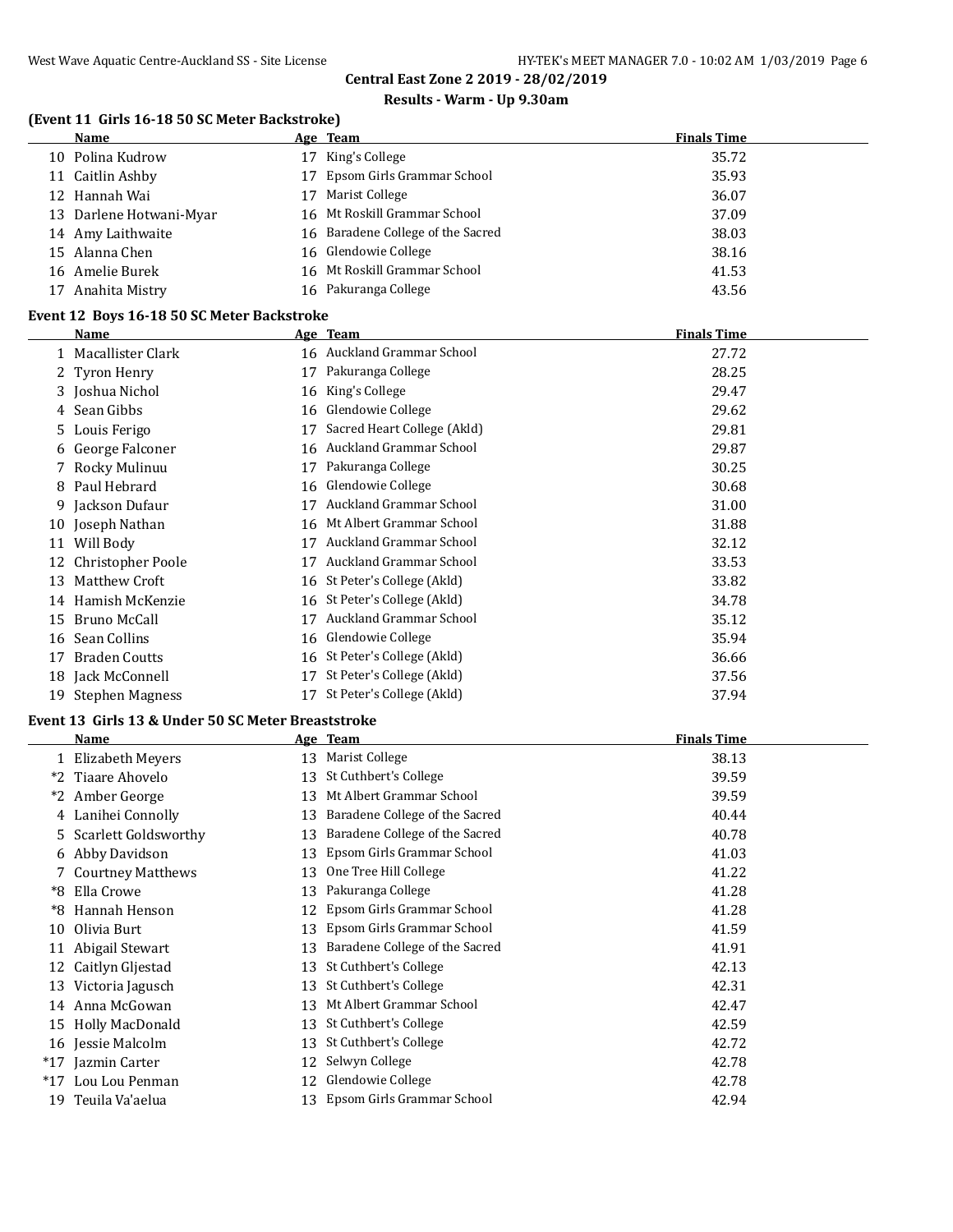## Central East Zone 2 2019 - 28/02/2019

### Results - Warm - Up 9.30am

### (Event 11 Girls 16-18 50 SC Meter Backstroke)

| | Name | Age | Team | Finals Time |
|---|---|---|---|---|
| 10 | Polina Kudrow | 17 | King's College | 35.72 |
| 11 | Caitlin Ashby | 17 | Epsom Girls Grammar School | 35.93 |
| 12 | Hannah Wai | 17 | Marist College | 36.07 |
| 13 | Darlene Hotwani-Myar | 16 | Mt Roskill Grammar School | 37.09 |
| 14 | Amy Laithwaite | 16 | Baradene College of the Sacred | 38.03 |
| 15 | Alanna Chen | 16 | Glendowie College | 38.16 |
| 16 | Amelie Burek | 16 | Mt Roskill Grammar School | 41.53 |
| 17 | Anahita Mistry | 16 | Pakuranga College | 43.56 |

### Event 12 Boys 16-18 50 SC Meter Backstroke

| | Name | Age | Team | Finals Time |
|---|---|---|---|---|
| 1 | Macallister Clark | 16 | Auckland Grammar School | 27.72 |
| 2 | Tyron Henry | 17 | Pakuranga College | 28.25 |
| 3 | Joshua Nichol | 16 | King's College | 29.47 |
| 4 | Sean Gibbs | 16 | Glendowie College | 29.62 |
| 5 | Louis Ferigo | 17 | Sacred Heart College (Akld) | 29.81 |
| 6 | George Falconer | 16 | Auckland Grammar School | 29.87 |
| 7 | Rocky Mulinuu | 17 | Pakuranga College | 30.25 |
| 8 | Paul Hebrard | 16 | Glendowie College | 30.68 |
| 9 | Jackson Dufaur | 17 | Auckland Grammar School | 31.00 |
| 10 | Joseph Nathan | 16 | Mt Albert Grammar School | 31.88 |
| 11 | Will Body | 17 | Auckland Grammar School | 32.12 |
| 12 | Christopher Poole | 17 | Auckland Grammar School | 33.53 |
| 13 | Matthew Croft | 16 | St Peter's College (Akld) | 33.82 |
| 14 | Hamish McKenzie | 16 | St Peter's College (Akld) | 34.78 |
| 15 | Bruno McCall | 17 | Auckland Grammar School | 35.12 |
| 16 | Sean Collins | 16 | Glendowie College | 35.94 |
| 17 | Braden Coutts | 16 | St Peter's College (Akld) | 36.66 |
| 18 | Jack McConnell | 17 | St Peter's College (Akld) | 37.56 |
| 19 | Stephen Magness | 17 | St Peter's College (Akld) | 37.94 |

### Event 13 Girls 13 & Under 50 SC Meter Breaststroke

| | Name | Age | Team | Finals Time |
|---|---|---|---|---|
| 1 | Elizabeth Meyers | 13 | Marist College | 38.13 |
| *2 | Tiaare Ahovelo | 13 | St Cuthbert's College | 39.59 |
| *2 | Amber George | 13 | Mt Albert Grammar School | 39.59 |
| 4 | Lanihei Connolly | 13 | Baradene College of the Sacred | 40.44 |
| 5 | Scarlett Goldsworthy | 13 | Baradene College of the Sacred | 40.78 |
| 6 | Abby Davidson | 13 | Epsom Girls Grammar School | 41.03 |
| 7 | Courtney Matthews | 13 | One Tree Hill College | 41.22 |
| *8 | Ella Crowe | 13 | Pakuranga College | 41.28 |
| *8 | Hannah Henson | 12 | Epsom Girls Grammar School | 41.28 |
| 10 | Olivia Burt | 13 | Epsom Girls Grammar School | 41.59 |
| 11 | Abigail Stewart | 13 | Baradene College of the Sacred | 41.91 |
| 12 | Caitlyn Gljestad | 13 | St Cuthbert's College | 42.13 |
| 13 | Victoria Jagusch | 13 | St Cuthbert's College | 42.31 |
| 14 | Anna McGowan | 13 | Mt Albert Grammar School | 42.47 |
| 15 | Holly MacDonald | 13 | St Cuthbert's College | 42.59 |
| 16 | Jessie Malcolm | 13 | St Cuthbert's College | 42.72 |
| *17 | Jazmin Carter | 12 | Selwyn College | 42.78 |
| *17 | Lou Lou Penman | 12 | Glendowie College | 42.78 |
| 19 | Teuila Va'aelua | 13 | Epsom Girls Grammar School | 42.94 |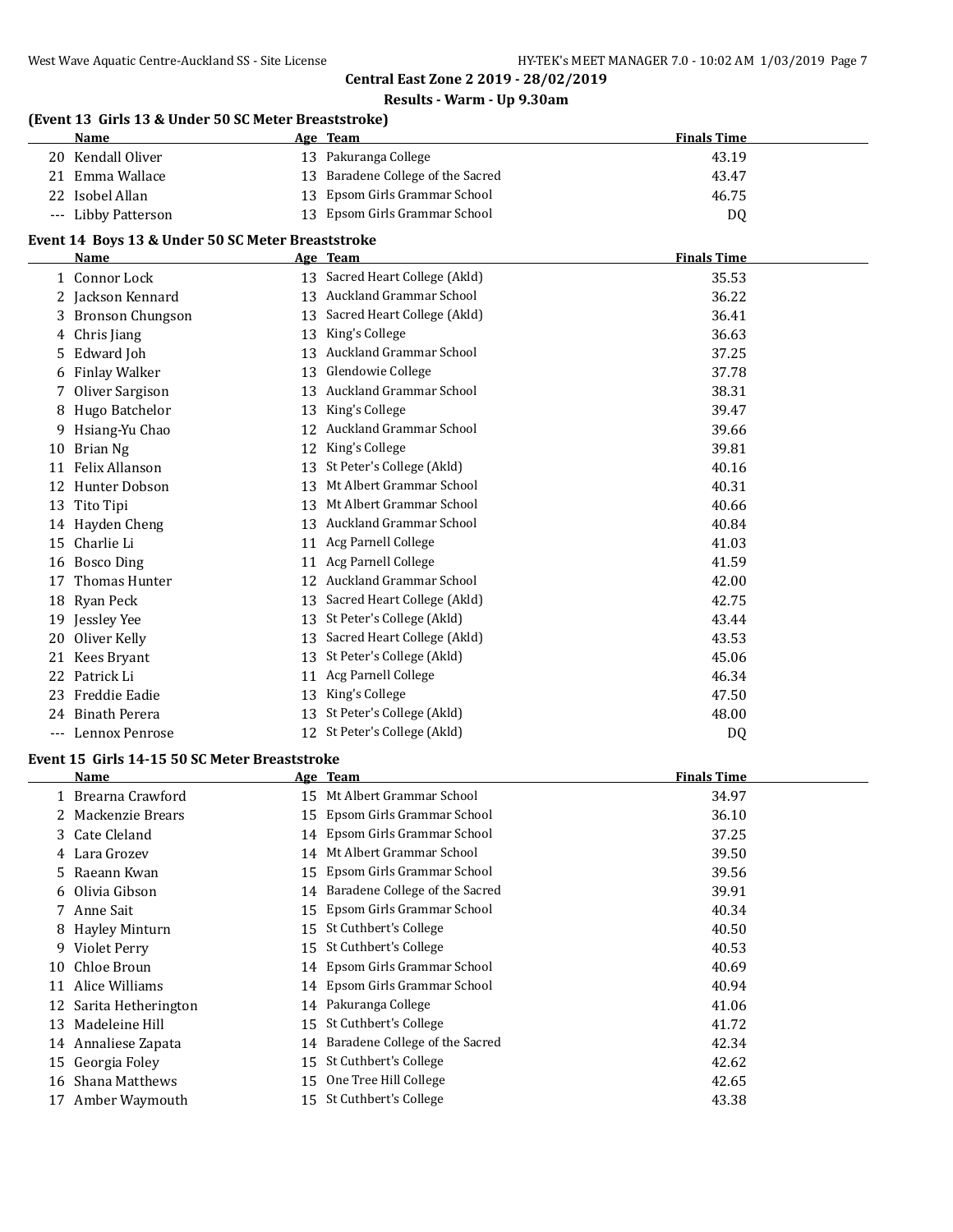**Central East Zone 2 2019 - 28/02/2019**

**Results - Warm - Up 9.30am**

### (Event 13 Girls 13 & Under 50 SC Meter Breaststroke)

| | Name | Age | Team | Finals Time |
|---|---|---|---|---|
| 20 | Kendall Oliver | 13 | Pakuranga College | 43.19 |
| 21 | Emma Wallace | 13 | Baradene College of the Sacred | 43.47 |
| 22 | Isobel Allan | 13 | Epsom Girls Grammar School | 46.75 |
| --- | Libby Patterson | 13 | Epsom Girls Grammar School | DQ |

### Event 14 Boys 13 & Under 50 SC Meter Breaststroke

| | Name | Age | Team | Finals Time |
|---|---|---|---|---|
| 1 | Connor Lock | 13 | Sacred Heart College (Akld) | 35.53 |
| 2 | Jackson Kennard | 13 | Auckland Grammar School | 36.22 |
| 3 | Bronson Chungson | 13 | Sacred Heart College (Akld) | 36.41 |
| 4 | Chris Jiang | 13 | King's College | 36.63 |
| 5 | Edward Joh | 13 | Auckland Grammar School | 37.25 |
| 6 | Finlay Walker | 13 | Glendowie College | 37.78 |
| 7 | Oliver Sargison | 13 | Auckland Grammar School | 38.31 |
| 8 | Hugo Batchelor | 13 | King's College | 39.47 |
| 9 | Hsiang-Yu Chao | 12 | Auckland Grammar School | 39.66 |
| 10 | Brian Ng | 12 | King's College | 39.81 |
| 11 | Felix Allanson | 13 | St Peter's College (Akld) | 40.16 |
| 12 | Hunter Dobson | 13 | Mt Albert Grammar School | 40.31 |
| 13 | Tito Tipi | 13 | Mt Albert Grammar School | 40.66 |
| 14 | Hayden Cheng | 13 | Auckland Grammar School | 40.84 |
| 15 | Charlie Li | 11 | Acg Parnell College | 41.03 |
| 16 | Bosco Ding | 11 | Acg Parnell College | 41.59 |
| 17 | Thomas Hunter | 12 | Auckland Grammar School | 42.00 |
| 18 | Ryan Peck | 13 | Sacred Heart College (Akld) | 42.75 |
| 19 | Jessley Yee | 13 | St Peter's College (Akld) | 43.44 |
| 20 | Oliver Kelly | 13 | Sacred Heart College (Akld) | 43.53 |
| 21 | Kees Bryant | 13 | St Peter's College (Akld) | 45.06 |
| 22 | Patrick Li | 11 | Acg Parnell College | 46.34 |
| 23 | Freddie Eadie | 13 | King's College | 47.50 |
| 24 | Binath Perera | 13 | St Peter's College (Akld) | 48.00 |
| --- | Lennox Penrose | 12 | St Peter's College (Akld) | DQ |

### Event 15 Girls 14-15 50 SC Meter Breaststroke

| | Name | Age | Team | Finals Time |
|---|---|---|---|---|
| 1 | Brearna Crawford | 15 | Mt Albert Grammar School | 34.97 |
| 2 | Mackenzie Brears | 15 | Epsom Girls Grammar School | 36.10 |
| 3 | Cate Cleland | 14 | Epsom Girls Grammar School | 37.25 |
| 4 | Lara Grozev | 14 | Mt Albert Grammar School | 39.50 |
| 5 | Raeann Kwan | 15 | Epsom Girls Grammar School | 39.56 |
| 6 | Olivia Gibson | 14 | Baradene College of the Sacred | 39.91 |
| 7 | Anne Sait | 15 | Epsom Girls Grammar School | 40.34 |
| 8 | Hayley Minturn | 15 | St Cuthbert's College | 40.50 |
| 9 | Violet Perry | 15 | St Cuthbert's College | 40.53 |
| 10 | Chloe Broun | 14 | Epsom Girls Grammar School | 40.69 |
| 11 | Alice Williams | 14 | Epsom Girls Grammar School | 40.94 |
| 12 | Sarita Hetherington | 14 | Pakuranga College | 41.06 |
| 13 | Madeleine Hill | 15 | St Cuthbert's College | 41.72 |
| 14 | Annaliese Zapata | 14 | Baradene College of the Sacred | 42.34 |
| 15 | Georgia Foley | 15 | St Cuthbert's College | 42.62 |
| 16 | Shana Matthews | 15 | One Tree Hill College | 42.65 |
| 17 | Amber Waymouth | 15 | St Cuthbert's College | 43.38 |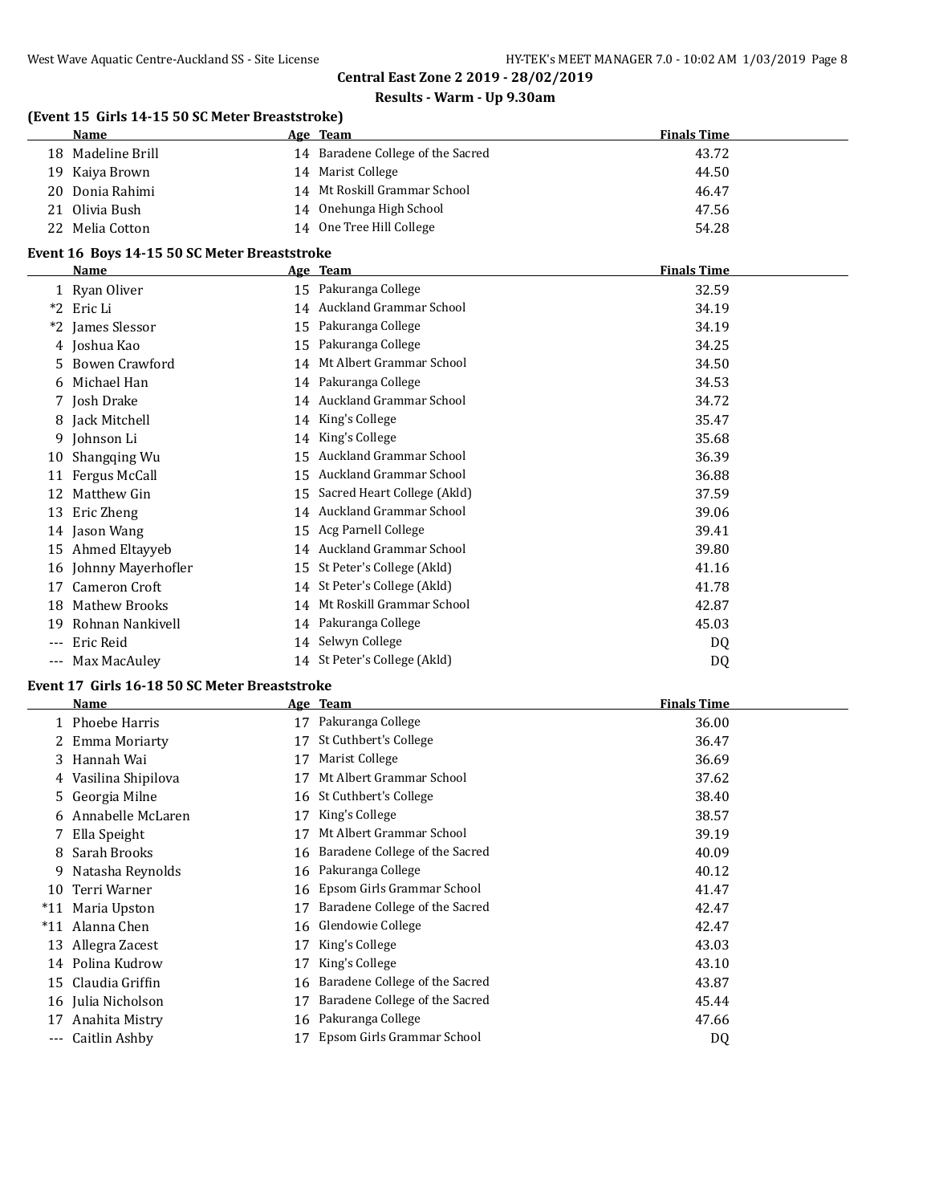## Central East Zone 2 2019 - 28/02/2019

### Results - Warm - Up 9.30am

**(Event 15 Girls 14-15 50 SC Meter Breaststroke)**

| | Name | Age | Team | Finals Time |
|---|---|---|---|---|
| 18 | Madeline Brill | 14 | Baradene College of the Sacred | 43.72 |
| 19 | Kaiya Brown | 14 | Marist College | 44.50 |
| 20 | Donia Rahimi | 14 | Mt Roskill Grammar School | 46.47 |
| 21 | Olivia Bush | 14 | Onehunga High School | 47.56 |
| 22 | Melia Cotton | 14 | One Tree Hill College | 54.28 |

**Event 16 Boys 14-15 50 SC Meter Breaststroke**

| | Name | Age | Team | Finals Time |
|---|---|---|---|---|
| 1 | Ryan Oliver | 15 | Pakuranga College | 32.59 |
| *2 | Eric Li | 14 | Auckland Grammar School | 34.19 |
| *2 | James Slessor | 15 | Pakuranga College | 34.19 |
| 4 | Joshua Kao | 15 | Pakuranga College | 34.25 |
| 5 | Bowen Crawford | 14 | Mt Albert Grammar School | 34.50 |
| 6 | Michael Han | 14 | Pakuranga College | 34.53 |
| 7 | Josh Drake | 14 | Auckland Grammar School | 34.72 |
| 8 | Jack Mitchell | 14 | King's College | 35.47 |
| 9 | Johnson Li | 14 | King's College | 35.68 |
| 10 | Shangqing Wu | 15 | Auckland Grammar School | 36.39 |
| 11 | Fergus McCall | 15 | Auckland Grammar School | 36.88 |
| 12 | Matthew Gin | 15 | Sacred Heart College (Akld) | 37.59 |
| 13 | Eric Zheng | 14 | Auckland Grammar School | 39.06 |
| 14 | Jason Wang | 15 | Acg Parnell College | 39.41 |
| 15 | Ahmed Eltayyeb | 14 | Auckland Grammar School | 39.80 |
| 16 | Johnny Mayerhofler | 15 | St Peter's College (Akld) | 41.16 |
| 17 | Cameron Croft | 14 | St Peter's College (Akld) | 41.78 |
| 18 | Mathew Brooks | 14 | Mt Roskill Grammar School | 42.87 |
| 19 | Rohnan Nankivell | 14 | Pakuranga College | 45.03 |
| --- | Eric Reid | 14 | Selwyn College | DQ |
| --- | Max MacAuley | 14 | St Peter's College (Akld) | DQ |

**Event 17 Girls 16-18 50 SC Meter Breaststroke**

| | Name | Age | Team | Finals Time |
|---|---|---|---|---|
| 1 | Phoebe Harris | 17 | Pakuranga College | 36.00 |
| 2 | Emma Moriarty | 17 | St Cuthbert's College | 36.47 |
| 3 | Hannah Wai | 17 | Marist College | 36.69 |
| 4 | Vasilina Shipilova | 17 | Mt Albert Grammar School | 37.62 |
| 5 | Georgia Milne | 16 | St Cuthbert's College | 38.40 |
| 6 | Annabelle McLaren | 17 | King's College | 38.57 |
| 7 | Ella Speight | 17 | Mt Albert Grammar School | 39.19 |
| 8 | Sarah Brooks | 16 | Baradene College of the Sacred | 40.09 |
| 9 | Natasha Reynolds | 16 | Pakuranga College | 40.12 |
| 10 | Terri Warner | 16 | Epsom Girls Grammar School | 41.47 |
| *11 | Maria Upston | 17 | Baradene College of the Sacred | 42.47 |
| *11 | Alanna Chen | 16 | Glendowie College | 42.47 |
| 13 | Allegra Zacest | 17 | King's College | 43.03 |
| 14 | Polina Kudrow | 17 | King's College | 43.10 |
| 15 | Claudia Griffin | 16 | Baradene College of the Sacred | 43.87 |
| 16 | Julia Nicholson | 17 | Baradene College of the Sacred | 45.44 |
| 17 | Anahita Mistry | 16 | Pakuranga College | 47.66 |
| --- | Caitlin Ashby | 17 | Epsom Girls Grammar School | DQ |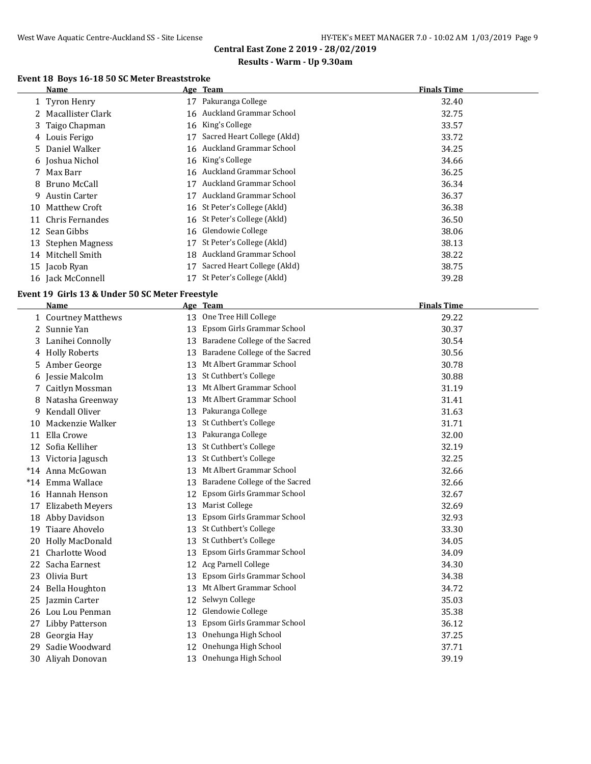**Central East Zone 2 2019 - 28/02/2019**

**Results - Warm - Up 9.30am**

### Event 18 Boys 16-18 50 SC Meter Breaststroke

| | Name | Age | Team | Finals Time |
|---|---|---|---|---|
| 1 | Tyron Henry | 17 | Pakuranga College | 32.40 |
| 2 | Macallister Clark | 16 | Auckland Grammar School | 32.75 |
| 3 | Taigo Chapman | 16 | King's College | 33.57 |
| 4 | Louis Ferigo | 17 | Sacred Heart College (Akld) | 33.72 |
| 5 | Daniel Walker | 16 | Auckland Grammar School | 34.25 |
| 6 | Joshua Nichol | 16 | King's College | 34.66 |
| 7 | Max Barr | 16 | Auckland Grammar School | 36.25 |
| 8 | Bruno McCall | 17 | Auckland Grammar School | 36.34 |
| 9 | Austin Carter | 17 | Auckland Grammar School | 36.37 |
| 10 | Matthew Croft | 16 | St Peter's College (Akld) | 36.38 |
| 11 | Chris Fernandes | 16 | St Peter's College (Akld) | 36.50 |
| 12 | Sean Gibbs | 16 | Glendowie College | 38.06 |
| 13 | Stephen Magness | 17 | St Peter's College (Akld) | 38.13 |
| 14 | Mitchell Smith | 18 | Auckland Grammar School | 38.22 |
| 15 | Jacob Ryan | 17 | Sacred Heart College (Akld) | 38.75 |
| 16 | Jack McConnell | 17 | St Peter's College (Akld) | 39.28 |

### Event 19 Girls 13 & Under 50 SC Meter Freestyle

| | Name | Age | Team | Finals Time |
|---|---|---|---|---|
| 1 | Courtney Matthews | 13 | One Tree Hill College | 29.22 |
| 2 | Sunnie Yan | 13 | Epsom Girls Grammar School | 30.37 |
| 3 | Lanihei Connolly | 13 | Baradene College of the Sacred | 30.54 |
| 4 | Holly Roberts | 13 | Baradene College of the Sacred | 30.56 |
| 5 | Amber George | 13 | Mt Albert Grammar School | 30.78 |
| 6 | Jessie Malcolm | 13 | St Cuthbert's College | 30.88 |
| 7 | Caitlyn Mossman | 13 | Mt Albert Grammar School | 31.19 |
| 8 | Natasha Greenway | 13 | Mt Albert Grammar School | 31.41 |
| 9 | Kendall Oliver | 13 | Pakuranga College | 31.63 |
| 10 | Mackenzie Walker | 13 | St Cuthbert's College | 31.71 |
| 11 | Ella Crowe | 13 | Pakuranga College | 32.00 |
| 12 | Sofia Kelliher | 13 | St Cuthbert's College | 32.19 |
| 13 | Victoria Jagusch | 13 | St Cuthbert's College | 32.25 |
| *14 | Anna McGowan | 13 | Mt Albert Grammar School | 32.66 |
| *14 | Emma Wallace | 13 | Baradene College of the Sacred | 32.66 |
| 16 | Hannah Henson | 12 | Epsom Girls Grammar School | 32.67 |
| 17 | Elizabeth Meyers | 13 | Marist College | 32.69 |
| 18 | Abby Davidson | 13 | Epsom Girls Grammar School | 32.93 |
| 19 | Tiaare Ahovelo | 13 | St Cuthbert's College | 33.30 |
| 20 | Holly MacDonald | 13 | St Cuthbert's College | 34.05 |
| 21 | Charlotte Wood | 13 | Epsom Girls Grammar School | 34.09 |
| 22 | Sacha Earnest | 12 | Acg Parnell College | 34.30 |
| 23 | Olivia Burt | 13 | Epsom Girls Grammar School | 34.38 |
| 24 | Bella Houghton | 13 | Mt Albert Grammar School | 34.72 |
| 25 | Jazmin Carter | 12 | Selwyn College | 35.03 |
| 26 | Lou Lou Penman | 12 | Glendowie College | 35.38 |
| 27 | Libby Patterson | 13 | Epsom Girls Grammar School | 36.12 |
| 28 | Georgia Hay | 13 | Onehunga High School | 37.25 |
| 29 | Sadie Woodward | 12 | Onehunga High School | 37.71 |
| 30 | Aliyah Donovan | 13 | Onehunga High School | 39.19 |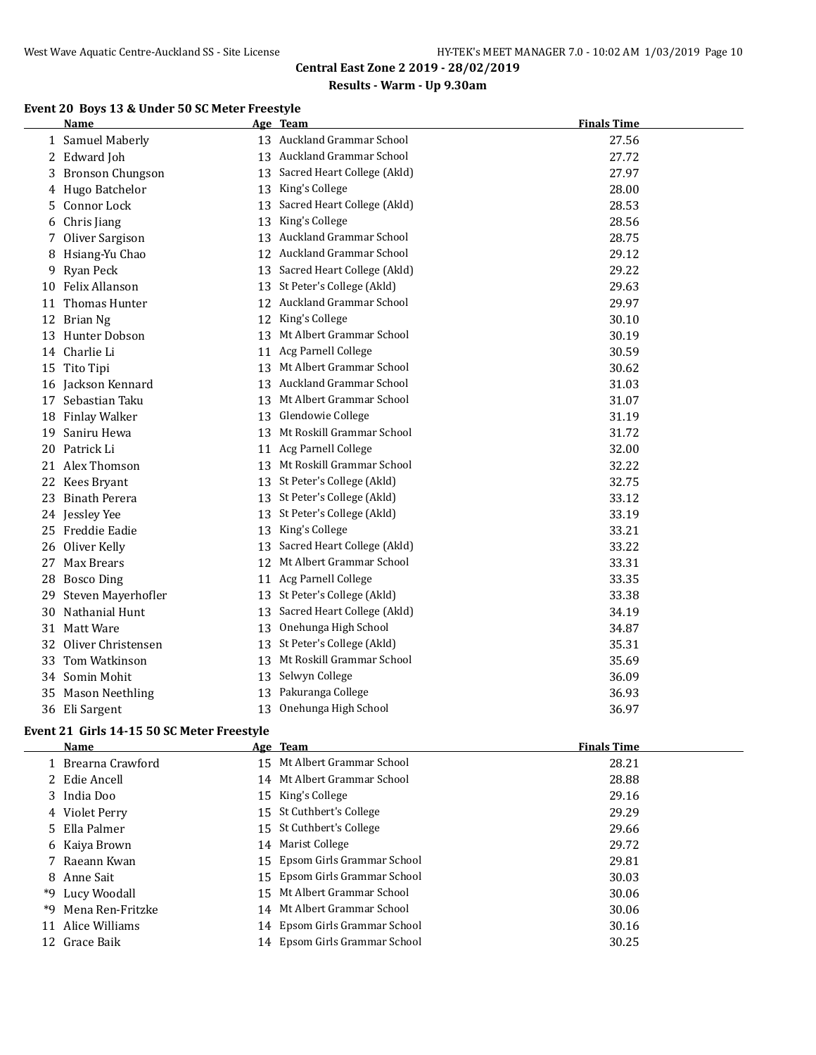## Central East Zone 2 2019 - 28/02/2019

### Results - Warm - Up 9.30am

### Event 20 Boys 13 & Under 50 SC Meter Freestyle

| | Name | Age | Team | Finals Time |
|---|---|---|---|---|
| 1 | Samuel Maberly | 13 | Auckland Grammar School | 27.56 |
| 2 | Edward Joh | 13 | Auckland Grammar School | 27.72 |
| 3 | Bronson Chungson | 13 | Sacred Heart College (Akld) | 27.97 |
| 4 | Hugo Batchelor | 13 | King's College | 28.00 |
| 5 | Connor Lock | 13 | Sacred Heart College (Akld) | 28.53 |
| 6 | Chris Jiang | 13 | King's College | 28.56 |
| 7 | Oliver Sargison | 13 | Auckland Grammar School | 28.75 |
| 8 | Hsiang-Yu Chao | 12 | Auckland Grammar School | 29.12 |
| 9 | Ryan Peck | 13 | Sacred Heart College (Akld) | 29.22 |
| 10 | Felix Allanson | 13 | St Peter's College (Akld) | 29.63 |
| 11 | Thomas Hunter | 12 | Auckland Grammar School | 29.97 |
| 12 | Brian Ng | 12 | King's College | 30.10 |
| 13 | Hunter Dobson | 13 | Mt Albert Grammar School | 30.19 |
| 14 | Charlie Li | 11 | Acg Parnell College | 30.59 |
| 15 | Tito Tipi | 13 | Mt Albert Grammar School | 30.62 |
| 16 | Jackson Kennard | 13 | Auckland Grammar School | 31.03 |
| 17 | Sebastian Taku | 13 | Mt Albert Grammar School | 31.07 |
| 18 | Finlay Walker | 13 | Glendowie College | 31.19 |
| 19 | Saniru Hewa | 13 | Mt Roskill Grammar School | 31.72 |
| 20 | Patrick Li | 11 | Acg Parnell College | 32.00 |
| 21 | Alex Thomson | 13 | Mt Roskill Grammar School | 32.22 |
| 22 | Kees Bryant | 13 | St Peter's College (Akld) | 32.75 |
| 23 | Binath Perera | 13 | St Peter's College (Akld) | 33.12 |
| 24 | Jessley Yee | 13 | St Peter's College (Akld) | 33.19 |
| 25 | Freddie Eadie | 13 | King's College | 33.21 |
| 26 | Oliver Kelly | 13 | Sacred Heart College (Akld) | 33.22 |
| 27 | Max Brears | 12 | Mt Albert Grammar School | 33.31 |
| 28 | Bosco Ding | 11 | Acg Parnell College | 33.35 |
| 29 | Steven Mayerhofler | 13 | St Peter's College (Akld) | 33.38 |
| 30 | Nathanial Hunt | 13 | Sacred Heart College (Akld) | 34.19 |
| 31 | Matt Ware | 13 | Onehunga High School | 34.87 |
| 32 | Oliver Christensen | 13 | St Peter's College (Akld) | 35.31 |
| 33 | Tom Watkinson | 13 | Mt Roskill Grammar School | 35.69 |
| 34 | Somin Mohit | 13 | Selwyn College | 36.09 |
| 35 | Mason Neethling | 13 | Pakuranga College | 36.93 |
| 36 | Eli Sargent | 13 | Onehunga High School | 36.97 |

### Event 21 Girls 14-15 50 SC Meter Freestyle

| | Name | Age | Team | Finals Time |
|---|---|---|---|---|
| 1 | Brearna Crawford | 15 | Mt Albert Grammar School | 28.21 |
| 2 | Edie Ancell | 14 | Mt Albert Grammar School | 28.88 |
| 3 | India Doo | 15 | King's College | 29.16 |
| 4 | Violet Perry | 15 | St Cuthbert's College | 29.29 |
| 5 | Ella Palmer | 15 | St Cuthbert's College | 29.66 |
| 6 | Kaiya Brown | 14 | Marist College | 29.72 |
| 7 | Raeann Kwan | 15 | Epsom Girls Grammar School | 29.81 |
| 8 | Anne Sait | 15 | Epsom Girls Grammar School | 30.03 |
| *9 | Lucy Woodall | 15 | Mt Albert Grammar School | 30.06 |
| *9 | Mena Ren-Fritzke | 14 | Mt Albert Grammar School | 30.06 |
| 11 | Alice Williams | 14 | Epsom Girls Grammar School | 30.16 |
| 12 | Grace Baik | 14 | Epsom Girls Grammar School | 30.25 |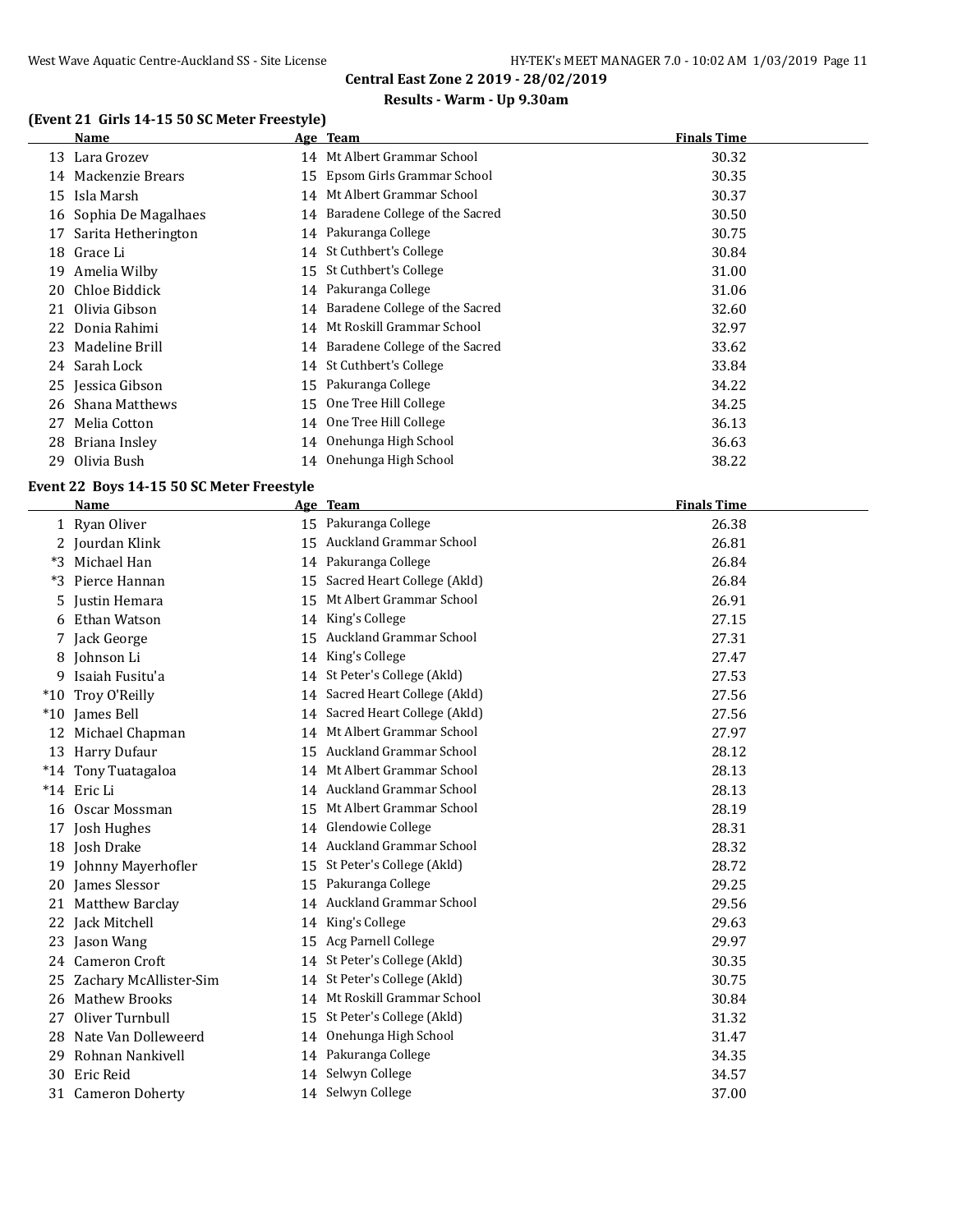**Central East Zone 2 2019 - 28/02/2019**

**Results - Warm - Up 9.30am**

### (Event 21 Girls 14-15 50 SC Meter Freestyle)

| | Name | Age | Team | Finals Time |
|---|---|---|---|---|
| 13 | Lara Grozev | 14 | Mt Albert Grammar School | 30.32 |
| 14 | Mackenzie Brears | 15 | Epsom Girls Grammar School | 30.35 |
| 15 | Isla Marsh | 14 | Mt Albert Grammar School | 30.37 |
| 16 | Sophia De Magalhaes | 14 | Baradene College of the Sacred | 30.50 |
| 17 | Sarita Hetherington | 14 | Pakuranga College | 30.75 |
| 18 | Grace Li | 14 | St Cuthbert's College | 30.84 |
| 19 | Amelia Wilby | 15 | St Cuthbert's College | 31.00 |
| 20 | Chloe Biddick | 14 | Pakuranga College | 31.06 |
| 21 | Olivia Gibson | 14 | Baradene College of the Sacred | 32.60 |
| 22 | Donia Rahimi | 14 | Mt Roskill Grammar School | 32.97 |
| 23 | Madeline Brill | 14 | Baradene College of the Sacred | 33.62 |
| 24 | Sarah Lock | 14 | St Cuthbert's College | 33.84 |
| 25 | Jessica Gibson | 15 | Pakuranga College | 34.22 |
| 26 | Shana Matthews | 15 | One Tree Hill College | 34.25 |
| 27 | Melia Cotton | 14 | One Tree Hill College | 36.13 |
| 28 | Briana Insley | 14 | Onehunga High School | 36.63 |
| 29 | Olivia Bush | 14 | Onehunga High School | 38.22 |

### Event 22 Boys 14-15 50 SC Meter Freestyle

| | Name | Age | Team | Finals Time |
|---|---|---|---|---|
| 1 | Ryan Oliver | 15 | Pakuranga College | 26.38 |
| 2 | Jourdan Klink | 15 | Auckland Grammar School | 26.81 |
| *3 | Michael Han | 14 | Pakuranga College | 26.84 |
| *3 | Pierce Hannan | 15 | Sacred Heart College (Akld) | 26.84 |
| 5 | Justin Hemara | 15 | Mt Albert Grammar School | 26.91 |
| 6 | Ethan Watson | 14 | King's College | 27.15 |
| 7 | Jack George | 15 | Auckland Grammar School | 27.31 |
| 8 | Johnson Li | 14 | King's College | 27.47 |
| 9 | Isaiah Fusitu'a | 14 | St Peter's College (Akld) | 27.53 |
| *10 | Troy O'Reilly | 14 | Sacred Heart College (Akld) | 27.56 |
| *10 | James Bell | 14 | Sacred Heart College (Akld) | 27.56 |
| 12 | Michael Chapman | 14 | Mt Albert Grammar School | 27.97 |
| 13 | Harry Dufaur | 15 | Auckland Grammar School | 28.12 |
| *14 | Tony Tuatagaloa | 14 | Mt Albert Grammar School | 28.13 |
| *14 | Eric Li | 14 | Auckland Grammar School | 28.13 |
| 16 | Oscar Mossman | 15 | Mt Albert Grammar School | 28.19 |
| 17 | Josh Hughes | 14 | Glendowie College | 28.31 |
| 18 | Josh Drake | 14 | Auckland Grammar School | 28.32 |
| 19 | Johnny Mayerhofler | 15 | St Peter's College (Akld) | 28.72 |
| 20 | James Slessor | 15 | Pakuranga College | 29.25 |
| 21 | Matthew Barclay | 14 | Auckland Grammar School | 29.56 |
| 22 | Jack Mitchell | 14 | King's College | 29.63 |
| 23 | Jason Wang | 15 | Acg Parnell College | 29.97 |
| 24 | Cameron Croft | 14 | St Peter's College (Akld) | 30.35 |
| 25 | Zachary McAllister-Sim | 14 | St Peter's College (Akld) | 30.75 |
| 26 | Mathew Brooks | 14 | Mt Roskill Grammar School | 30.84 |
| 27 | Oliver Turnbull | 15 | St Peter's College (Akld) | 31.32 |
| 28 | Nate Van Dolleweerd | 14 | Onehunga High School | 31.47 |
| 29 | Rohnan Nankivell | 14 | Pakuranga College | 34.35 |
| 30 | Eric Reid | 14 | Selwyn College | 34.57 |
| 31 | Cameron Doherty | 14 | Selwyn College | 37.00 |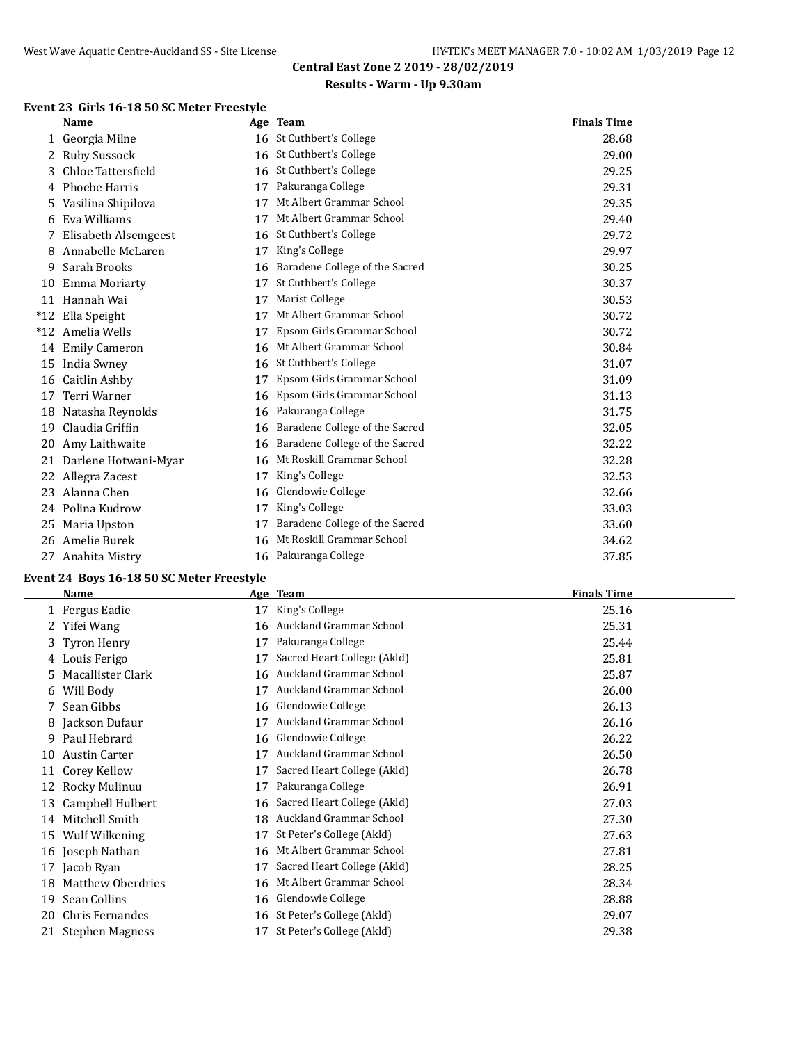**Central East Zone 2 2019 - 28/02/2019**

**Results - Warm - Up 9.30am**

### Event 23 Girls 16-18 50 SC Meter Freestyle

| | Name | Age | Team | Finals Time |
|---|---|---|---|---|
| 1 | Georgia Milne | 16 | St Cuthbert's College | 28.68 |
| 2 | Ruby Sussock | 16 | St Cuthbert's College | 29.00 |
| 3 | Chloe Tattersfield | 16 | St Cuthbert's College | 29.25 |
| 4 | Phoebe Harris | 17 | Pakuranga College | 29.31 |
| 5 | Vasilina Shipilova | 17 | Mt Albert Grammar School | 29.35 |
| 6 | Eva Williams | 17 | Mt Albert Grammar School | 29.40 |
| 7 | Elisabeth Alsemgeest | 16 | St Cuthbert's College | 29.72 |
| 8 | Annabelle McLaren | 17 | King's College | 29.97 |
| 9 | Sarah Brooks | 16 | Baradene College of the Sacred | 30.25 |
| 10 | Emma Moriarty | 17 | St Cuthbert's College | 30.37 |
| 11 | Hannah Wai | 17 | Marist College | 30.53 |
| *12 | Ella Speight | 17 | Mt Albert Grammar School | 30.72 |
| *12 | Amelia Wells | 17 | Epsom Girls Grammar School | 30.72 |
| 14 | Emily Cameron | 16 | Mt Albert Grammar School | 30.84 |
| 15 | India Swney | 16 | St Cuthbert's College | 31.07 |
| 16 | Caitlin Ashby | 17 | Epsom Girls Grammar School | 31.09 |
| 17 | Terri Warner | 16 | Epsom Girls Grammar School | 31.13 |
| 18 | Natasha Reynolds | 16 | Pakuranga College | 31.75 |
| 19 | Claudia Griffin | 16 | Baradene College of the Sacred | 32.05 |
| 20 | Amy Laithwaite | 16 | Baradene College of the Sacred | 32.22 |
| 21 | Darlene Hotwani-Myar | 16 | Mt Roskill Grammar School | 32.28 |
| 22 | Allegra Zacest | 17 | King's College | 32.53 |
| 23 | Alanna Chen | 16 | Glendowie College | 32.66 |
| 24 | Polina Kudrow | 17 | King's College | 33.03 |
| 25 | Maria Upston | 17 | Baradene College of the Sacred | 33.60 |
| 26 | Amelie Burek | 16 | Mt Roskill Grammar School | 34.62 |
| 27 | Anahita Mistry | 16 | Pakuranga College | 37.85 |

### Event 24 Boys 16-18 50 SC Meter Freestyle

| | Name | Age | Team | Finals Time |
|---|---|---|---|---|
| 1 | Fergus Eadie | 17 | King's College | 25.16 |
| 2 | Yifei Wang | 16 | Auckland Grammar School | 25.31 |
| 3 | Tyron Henry | 17 | Pakuranga College | 25.44 |
| 4 | Louis Ferigo | 17 | Sacred Heart College (Akld) | 25.81 |
| 5 | Macallister Clark | 16 | Auckland Grammar School | 25.87 |
| 6 | Will Body | 17 | Auckland Grammar School | 26.00 |
| 7 | Sean Gibbs | 16 | Glendowie College | 26.13 |
| 8 | Jackson Dufaur | 17 | Auckland Grammar School | 26.16 |
| 9 | Paul Hebrard | 16 | Glendowie College | 26.22 |
| 10 | Austin Carter | 17 | Auckland Grammar School | 26.50 |
| 11 | Corey Kellow | 17 | Sacred Heart College (Akld) | 26.78 |
| 12 | Rocky Mulinuu | 17 | Pakuranga College | 26.91 |
| 13 | Campbell Hulbert | 16 | Sacred Heart College (Akld) | 27.03 |
| 14 | Mitchell Smith | 18 | Auckland Grammar School | 27.30 |
| 15 | Wulf Wilkening | 17 | St Peter's College (Akld) | 27.63 |
| 16 | Joseph Nathan | 16 | Mt Albert Grammar School | 27.81 |
| 17 | Jacob Ryan | 17 | Sacred Heart College (Akld) | 28.25 |
| 18 | Matthew Oberdries | 16 | Mt Albert Grammar School | 28.34 |
| 19 | Sean Collins | 16 | Glendowie College | 28.88 |
| 20 | Chris Fernandes | 16 | St Peter's College (Akld) | 29.07 |
| 21 | Stephen Magness | 17 | St Peter's College (Akld) | 29.38 |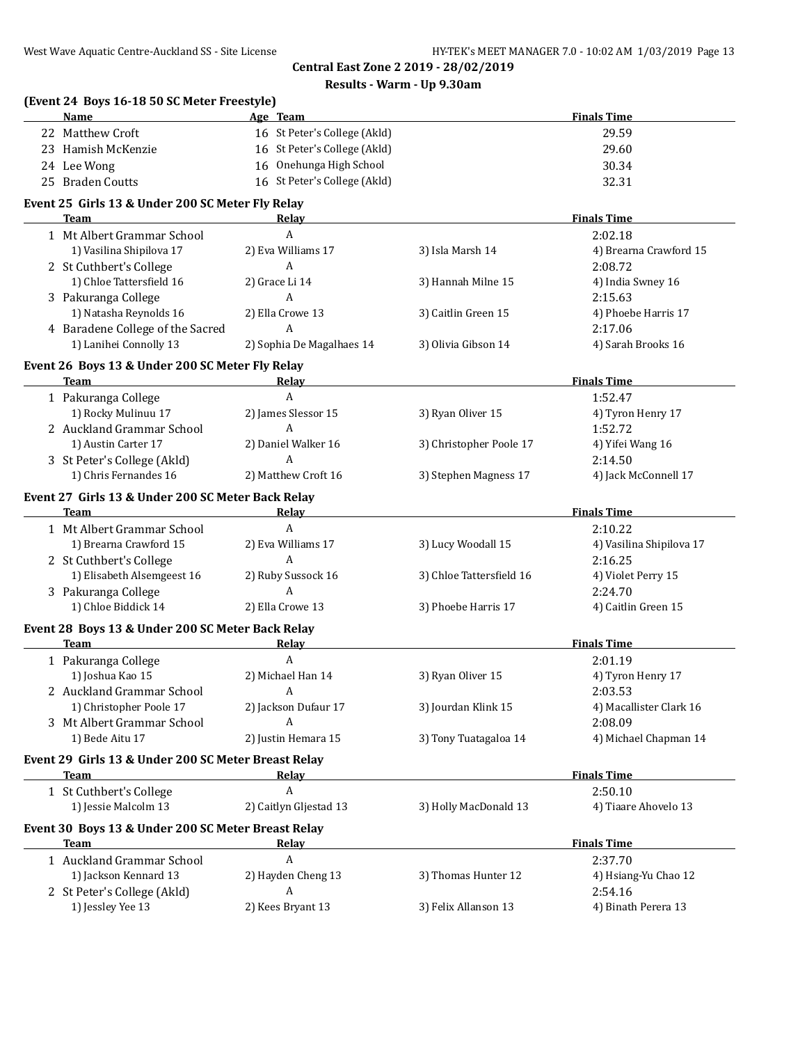**Central East Zone 2 2019 - 28/02/2019**

**Results - Warm - Up 9.30am**

### (Event 24 Boys 16-18 50 SC Meter Freestyle)

| | Name | Age | Team | Finals Time |
|---|---|---|---|---|
| 22 | Matthew Croft | 16 | St Peter's College (Akld) | 29.59 |
| 23 | Hamish McKenzie | 16 | St Peter's College (Akld) | 29.60 |
| 24 | Lee Wong | 16 | Onehunga High School | 30.34 |
| 25 | Braden Coutts | 16 | St Peter's College (Akld) | 32.31 |

### Event 25 Girls 13 & Under 200 SC Meter Fly Relay

| | Team | Relay | | Finals Time |
|---|---|---|---|---|
| 1 | Mt Albert Grammar School | A | | 2:02.18 |
| | 1) Vasilina Shipilova 17 | 2) Eva Williams 17 | 3) Isla Marsh 14 | 4) Brearna Crawford 15 |
| 2 | St Cuthbert's College | A | | 2:08.72 |
| | 1) Chloe Tattersfield 16 | 2) Grace Li 14 | 3) Hannah Milne 15 | 4) India Swney 16 |
| 3 | Pakuranga College | A | | 2:15.63 |
| | 1) Natasha Reynolds 16 | 2) Ella Crowe 13 | 3) Caitlin Green 15 | 4) Phoebe Harris 17 |
| 4 | Baradene College of the Sacred | A | | 2:17.06 |
| | 1) Lanihei Connolly 13 | 2) Sophia De Magalhaes 14 | 3) Olivia Gibson 14 | 4) Sarah Brooks 16 |

### Event 26 Boys 13 & Under 200 SC Meter Fly Relay

| | Team | Relay | | Finals Time |
|---|---|---|---|---|
| 1 | Pakuranga College | A | | 1:52.47 |
| | 1) Rocky Mulinuu 17 | 2) James Slessor 15 | 3) Ryan Oliver 15 | 4) Tyron Henry 17 |
| 2 | Auckland Grammar School | A | | 1:52.72 |
| | 1) Austin Carter 17 | 2) Daniel Walker 16 | 3) Christopher Poole 17 | 4) Yifei Wang 16 |
| 3 | St Peter's College (Akld) | A | | 2:14.50 |
| | 1) Chris Fernandes 16 | 2) Matthew Croft 16 | 3) Stephen Magness 17 | 4) Jack McConnell 17 |

### Event 27 Girls 13 & Under 200 SC Meter Back Relay

| | Team | Relay | | Finals Time |
|---|---|---|---|---|
| 1 | Mt Albert Grammar School | A | | 2:10.22 |
| | 1) Brearna Crawford 15 | 2) Eva Williams 17 | 3) Lucy Woodall 15 | 4) Vasilina Shipilova 17 |
| 2 | St Cuthbert's College | A | | 2:16.25 |
| | 1) Elisabeth Alsemgeest 16 | 2) Ruby Sussock 16 | 3) Chloe Tattersfield 16 | 4) Violet Perry 15 |
| 3 | Pakuranga College | A | | 2:24.70 |
| | 1) Chloe Biddick 14 | 2) Ella Crowe 13 | 3) Phoebe Harris 17 | 4) Caitlin Green 15 |

### Event 28 Boys 13 & Under 200 SC Meter Back Relay

| | Team | Relay | | Finals Time |
|---|---|---|---|---|
| 1 | Pakuranga College | A | | 2:01.19 |
| | 1) Joshua Kao 15 | 2) Michael Han 14 | 3) Ryan Oliver 15 | 4) Tyron Henry 17 |
| 2 | Auckland Grammar School | A | | 2:03.53 |
| | 1) Christopher Poole 17 | 2) Jackson Dufaur 17 | 3) Jourdan Klink 15 | 4) Macallister Clark 16 |
| 3 | Mt Albert Grammar School | A | | 2:08.09 |
| | 1) Bede Aitu 17 | 2) Justin Hemara 15 | 3) Tony Tuatagaloa 14 | 4) Michael Chapman 14 |

### Event 29 Girls 13 & Under 200 SC Meter Breast Relay

| | Team | Relay | | Finals Time |
|---|---|---|---|---|
| 1 | St Cuthbert's College | A | | 2:50.10 |
| | 1) Jessie Malcolm 13 | 2) Caitlyn Gljestad 13 | 3) Holly MacDonald 13 | 4) Tiaare Ahovelo 13 |

### Event 30 Boys 13 & Under 200 SC Meter Breast Relay

| | Team | Relay | | Finals Time |
|---|---|---|---|---|
| 1 | Auckland Grammar School | A | | 2:37.70 |
| | 1) Jackson Kennard 13 | 2) Hayden Cheng 13 | 3) Thomas Hunter 12 | 4) Hsiang-Yu Chao 12 |
| 2 | St Peter's College (Akld) | A | | 2:54.16 |
| | 1) Jessley Yee 13 | 2) Kees Bryant 13 | 3) Felix Allanson 13 | 4) Binath Perera 13 |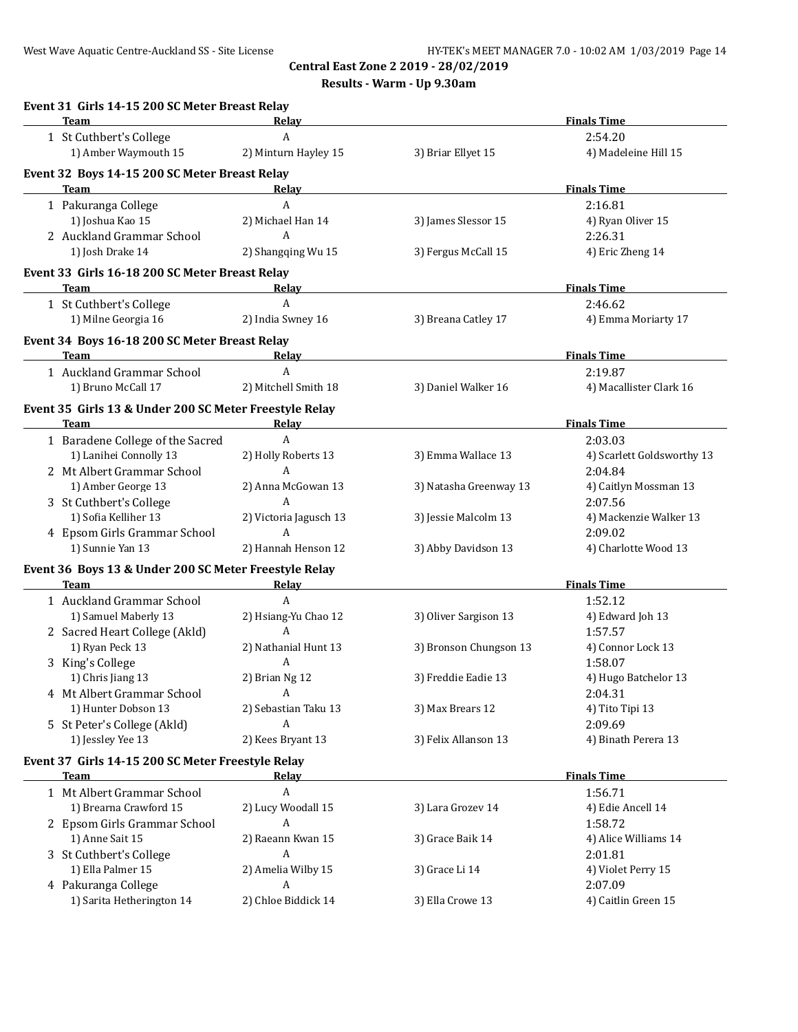**Central East Zone 2 2019 - 28/02/2019**

**Results - Warm - Up 9.30am**

### Event 31 Girls 14-15 200 SC Meter Breast Relay

| Team | Relay | | Finals Time |
|---|---|---|---|
| 1 St Cuthbert's College | A | | 2:54.20 |
| 1) Amber Waymouth 15 | 2) Minturn Hayley 15 | 3) Briar Ellyet 15 | 4) Madeleine Hill 15 |

### Event 32 Boys 14-15 200 SC Meter Breast Relay

| Team | Relay | | Finals Time |
|---|---|---|---|
| 1 Pakuranga College | A | | 2:16.81 |
| 1) Joshua Kao 15 | 2) Michael Han 14 | 3) James Slessor 15 | 4) Ryan Oliver 15 |
| 2 Auckland Grammar School | A | | 2:26.31 |
| 1) Josh Drake 14 | 2) Shangqing Wu 15 | 3) Fergus McCall 15 | 4) Eric Zheng 14 |

### Event 33 Girls 16-18 200 SC Meter Breast Relay

| Team | Relay | | Finals Time |
|---|---|---|---|
| 1 St Cuthbert's College | A | | 2:46.62 |
| 1) Milne Georgia 16 | 2) India Swney 16 | 3) Breana Catley 17 | 4) Emma Moriarty 17 |

### Event 34 Boys 16-18 200 SC Meter Breast Relay

| Team | Relay | | Finals Time |
|---|---|---|---|
| 1 Auckland Grammar School | A | | 2:19.87 |
| 1) Bruno McCall 17 | 2) Mitchell Smith 18 | 3) Daniel Walker 16 | 4) Macallister Clark 16 |

### Event 35 Girls 13 & Under 200 SC Meter Freestyle Relay

| Team | Relay | | Finals Time |
|---|---|---|---|
| 1 Baradene College of the Sacred | A | | 2:03.03 |
| 1) Lanihei Connolly 13 | 2) Holly Roberts 13 | 3) Emma Wallace 13 | 4) Scarlett Goldsworthy 13 |
| 2 Mt Albert Grammar School | A | | 2:04.84 |
| 1) Amber George 13 | 2) Anna McGowan 13 | 3) Natasha Greenway 13 | 4) Caitlyn Mossman 13 |
| 3 St Cuthbert's College | A | | 2:07.56 |
| 1) Sofia Kelliher 13 | 2) Victoria Jagusch 13 | 3) Jessie Malcolm 13 | 4) Mackenzie Walker 13 |
| 4 Epsom Girls Grammar School | A | | 2:09.02 |
| 1) Sunnie Yan 13 | 2) Hannah Henson 12 | 3) Abby Davidson 13 | 4) Charlotte Wood 13 |

### Event 36 Boys 13 & Under 200 SC Meter Freestyle Relay

| Team | Relay | | Finals Time |
|---|---|---|---|
| 1 Auckland Grammar School | A | | 1:52.12 |
| 1) Samuel Maberly 13 | 2) Hsiang-Yu Chao 12 | 3) Oliver Sargison 13 | 4) Edward Joh 13 |
| 2 Sacred Heart College (Akld) | A | | 1:57.57 |
| 1) Ryan Peck 13 | 2) Nathanial Hunt 13 | 3) Bronson Chungson 13 | 4) Connor Lock 13 |
| 3 King's College | A | | 1:58.07 |
| 1) Chris Jiang 13 | 2) Brian Ng 12 | 3) Freddie Eadie 13 | 4) Hugo Batchelor 13 |
| 4 Mt Albert Grammar School | A | | 2:04.31 |
| 1) Hunter Dobson 13 | 2) Sebastian Taku 13 | 3) Max Brears 12 | 4) Tito Tipi 13 |
| 5 St Peter's College (Akld) | A | | 2:09.69 |
| 1) Jessley Yee 13 | 2) Kees Bryant 13 | 3) Felix Allanson 13 | 4) Binath Perera 13 |

### Event 37 Girls 14-15 200 SC Meter Freestyle Relay

| Team | Relay | | Finals Time |
|---|---|---|---|
| 1 Mt Albert Grammar School | A | | 1:56.71 |
| 1) Brearna Crawford 15 | 2) Lucy Woodall 15 | 3) Lara Grozev 14 | 4) Edie Ancell 14 |
| 2 Epsom Girls Grammar School | A | | 1:58.72 |
| 1) Anne Sait 15 | 2) Raeann Kwan 15 | 3) Grace Baik 14 | 4) Alice Williams 14 |
| 3 St Cuthbert's College | A | | 2:01.81 |
| 1) Ella Palmer 15 | 2) Amelia Wilby 15 | 3) Grace Li 14 | 4) Violet Perry 15 |
| 4 Pakuranga College | A | | 2:07.09 |
| 1) Sarita Hetherington 14 | 2) Chloe Biddick 14 | 3) Ella Crowe 13 | 4) Caitlin Green 15 |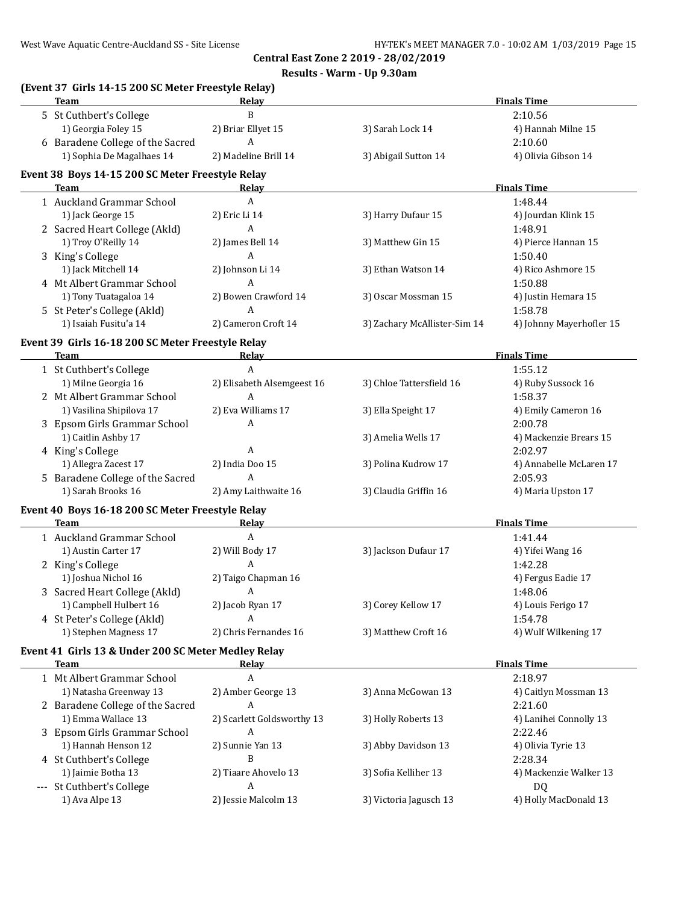**Central East Zone 2 2019 - 28/02/2019**

**Results - Warm - Up 9.30am**

### (Event 37 Girls 14-15 200 SC Meter Freestyle Relay)

| | Team | Relay | | Finals Time |
|---|---|---|---|---|
| 5 | St Cuthbert's College | B | | 2:10.56 |
| | 1) Georgia Foley 15 | 2) Briar Ellyet 15 | 3) Sarah Lock 14 | 4) Hannah Milne 15 |
| 6 | Baradene College of the Sacred | A | | 2:10.60 |
| | 1) Sophia De Magalhaes 14 | 2) Madeline Brill 14 | 3) Abigail Sutton 14 | 4) Olivia Gibson 14 |

### Event 38 Boys 14-15 200 SC Meter Freestyle Relay

| | Team | Relay | | Finals Time |
|---|---|---|---|---|
| 1 | Auckland Grammar School | A | | 1:48.44 |
| | 1) Jack George 15 | 2) Eric Li 14 | 3) Harry Dufaur 15 | 4) Jourdan Klink 15 |
| 2 | Sacred Heart College (Akld) | A | | 1:48.91 |
| | 1) Troy O'Reilly 14 | 2) James Bell 14 | 3) Matthew Gin 15 | 4) Pierce Hannan 15 |
| 3 | King's College | A | | 1:50.40 |
| | 1) Jack Mitchell 14 | 2) Johnson Li 14 | 3) Ethan Watson 14 | 4) Rico Ashmore 15 |
| 4 | Mt Albert Grammar School | A | | 1:50.88 |
| | 1) Tony Tuatagaloa 14 | 2) Bowen Crawford 14 | 3) Oscar Mossman 15 | 4) Justin Hemara 15 |
| 5 | St Peter's College (Akld) | A | | 1:58.78 |
| | 1) Isaiah Fusitu'a 14 | 2) Cameron Croft 14 | 3) Zachary McAllister-Sim 14 | 4) Johnny Mayerhofler 15 |

### Event 39 Girls 16-18 200 SC Meter Freestyle Relay

| | Team | Relay | | Finals Time |
|---|---|---|---|---|
| 1 | St Cuthbert's College | A | | 1:55.12 |
| | 1) Milne Georgia 16 | 2) Elisabeth Alsemgeest 16 | 3) Chloe Tattersfield 16 | 4) Ruby Sussock 16 |
| 2 | Mt Albert Grammar School | A | | 1:58.37 |
| | 1) Vasilina Shipilova 17 | 2) Eva Williams 17 | 3) Ella Speight 17 | 4) Emily Cameron 16 |
| 3 | Epsom Girls Grammar School | A | | 2:00.78 |
| | 1) Caitlin Ashby 17 | | 3) Amelia Wells 17 | 4) Mackenzie Brears 15 |
| 4 | King's College | A | | 2:02.97 |
| | 1) Allegra Zacest 17 | 2) India Doo 15 | 3) Polina Kudrow 17 | 4) Annabelle McLaren 17 |
| 5 | Baradene College of the Sacred | A | | 2:05.93 |
| | 1) Sarah Brooks 16 | 2) Amy Laithwaite 16 | 3) Claudia Griffin 16 | 4) Maria Upston 17 |

### Event 40 Boys 16-18 200 SC Meter Freestyle Relay

| | Team | Relay | | Finals Time |
|---|---|---|---|---|
| 1 | Auckland Grammar School | A | | 1:41.44 |
| | 1) Austin Carter 17 | 2) Will Body 17 | 3) Jackson Dufaur 17 | 4) Yifei Wang 16 |
| 2 | King's College | A | | 1:42.28 |
| | 1) Joshua Nichol 16 | 2) Taigo Chapman 16 | | 4) Fergus Eadie 17 |
| 3 | Sacred Heart College (Akld) | A | | 1:48.06 |
| | 1) Campbell Hulbert 16 | 2) Jacob Ryan 17 | 3) Corey Kellow 17 | 4) Louis Ferigo 17 |
| 4 | St Peter's College (Akld) | A | | 1:54.78 |
| | 1) Stephen Magness 17 | 2) Chris Fernandes 16 | 3) Matthew Croft 16 | 4) Wulf Wilkening 17 |

### Event 41 Girls 13 & Under 200 SC Meter Medley Relay

| | Team | Relay | | Finals Time |
|---|---|---|---|---|
| 1 | Mt Albert Grammar School | A | | 2:18.97 |
| | 1) Natasha Greenway 13 | 2) Amber George 13 | 3) Anna McGowan 13 | 4) Caitlyn Mossman 13 |
| 2 | Baradene College of the Sacred | A | | 2:21.60 |
| | 1) Emma Wallace 13 | 2) Scarlett Goldsworthy 13 | 3) Holly Roberts 13 | 4) Lanihei Connolly 13 |
| 3 | Epsom Girls Grammar School | A | | 2:22.46 |
| | 1) Hannah Henson 12 | 2) Sunnie Yan 13 | 3) Abby Davidson 13 | 4) Olivia Tyrie 13 |
| 4 | St Cuthbert's College | B | | 2:28.34 |
| | 1) Jaimie Botha 13 | 2) Tiaare Ahovelo 13 | 3) Sofia Kelliher 13 | 4) Mackenzie Walker 13 |
| --- | St Cuthbert's College | A | | DQ |
| | 1) Ava Alpe 13 | 2) Jessie Malcolm 13 | 3) Victoria Jagusch 13 | 4) Holly MacDonald 13 |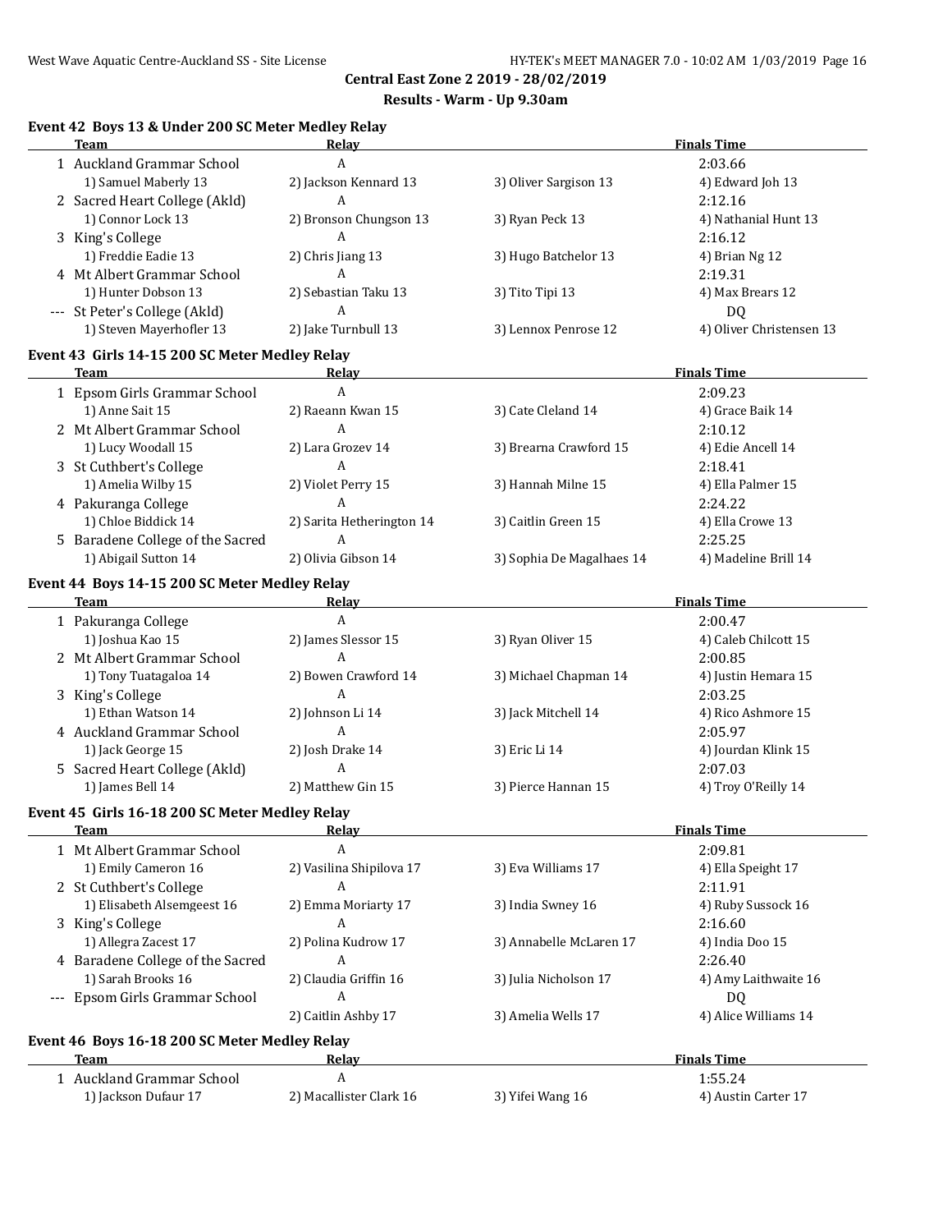**Central East Zone 2 2019 - 28/02/2019**

**Results - Warm - Up 9.30am**

### Event 42 Boys 13 & Under 200 SC Meter Medley Relay

| | Team | Relay | | Finals Time |
|---|---|---|---|---|
| 1 | Auckland Grammar School | A | | 2:03.66 |
| | 1) Samuel Maberly 13 | 2) Jackson Kennard 13 | 3) Oliver Sargison 13 | 4) Edward Joh 13 |
| 2 | Sacred Heart College (Akld) | A | | 2:12.16 |
| | 1) Connor Lock 13 | 2) Bronson Chungson 13 | 3) Ryan Peck 13 | 4) Nathanial Hunt 13 |
| 3 | King's College | A | | 2:16.12 |
| | 1) Freddie Eadie 13 | 2) Chris Jiang 13 | 3) Hugo Batchelor 13 | 4) Brian Ng 12 |
| 4 | Mt Albert Grammar School | A | | 2:19.31 |
| | 1) Hunter Dobson 13 | 2) Sebastian Taku 13 | 3) Tito Tipi 13 | 4) Max Brears 12 |
| --- | St Peter's College (Akld) | A | | DQ |
| | 1) Steven Mayerhofler 13 | 2) Jake Turnbull 13 | 3) Lennox Penrose 12 | 4) Oliver Christensen 13 |

### Event 43 Girls 14-15 200 SC Meter Medley Relay

| | Team | Relay | | Finals Time |
|---|---|---|---|---|
| 1 | Epsom Girls Grammar School | A | | 2:09.23 |
| | 1) Anne Sait 15 | 2) Raeann Kwan 15 | 3) Cate Cleland 14 | 4) Grace Baik 14 |
| 2 | Mt Albert Grammar School | A | | 2:10.12 |
| | 1) Lucy Woodall 15 | 2) Lara Grozev 14 | 3) Brearna Crawford 15 | 4) Edie Ancell 14 |
| 3 | St Cuthbert's College | A | | 2:18.41 |
| | 1) Amelia Wilby 15 | 2) Violet Perry 15 | 3) Hannah Milne 15 | 4) Ella Palmer 15 |
| 4 | Pakuranga College | A | | 2:24.22 |
| | 1) Chloe Biddick 14 | 2) Sarita Hetherington 14 | 3) Caitlin Green 15 | 4) Ella Crowe 13 |
| 5 | Baradene College of the Sacred | A | | 2:25.25 |
| | 1) Abigail Sutton 14 | 2) Olivia Gibson 14 | 3) Sophia De Magalhaes 14 | 4) Madeline Brill 14 |

### Event 44 Boys 14-15 200 SC Meter Medley Relay

| | Team | Relay | | Finals Time |
|---|---|---|---|---|
| 1 | Pakuranga College | A | | 2:00.47 |
| | 1) Joshua Kao 15 | 2) James Slessor 15 | 3) Ryan Oliver 15 | 4) Caleb Chilcott 15 |
| 2 | Mt Albert Grammar School | A | | 2:00.85 |
| | 1) Tony Tuatagaloa 14 | 2) Bowen Crawford 14 | 3) Michael Chapman 14 | 4) Justin Hemara 15 |
| 3 | King's College | A | | 2:03.25 |
| | 1) Ethan Watson 14 | 2) Johnson Li 14 | 3) Jack Mitchell 14 | 4) Rico Ashmore 15 |
| 4 | Auckland Grammar School | A | | 2:05.97 |
| | 1) Jack George 15 | 2) Josh Drake 14 | 3) Eric Li 14 | 4) Jourdan Klink 15 |
| 5 | Sacred Heart College (Akld) | A | | 2:07.03 |
| | 1) James Bell 14 | 2) Matthew Gin 15 | 3) Pierce Hannan 15 | 4) Troy O'Reilly 14 |

### Event 45 Girls 16-18 200 SC Meter Medley Relay

| | Team | Relay | | Finals Time |
|---|---|---|---|---|
| 1 | Mt Albert Grammar School | A | | 2:09.81 |
| | 1) Emily Cameron 16 | 2) Vasilina Shipilova 17 | 3) Eva Williams 17 | 4) Ella Speight 17 |
| 2 | St Cuthbert's College | A | | 2:11.91 |
| | 1) Elisabeth Alsemgeest 16 | 2) Emma Moriarty 17 | 3) India Swney 16 | 4) Ruby Sussock 16 |
| 3 | King's College | A | | 2:16.60 |
| | 1) Allegra Zacest 17 | 2) Polina Kudrow 17 | 3) Annabelle McLaren 17 | 4) India Doo 15 |
| 4 | Baradene College of the Sacred | A | | 2:26.40 |
| | 1) Sarah Brooks 16 | 2) Claudia Griffin 16 | 3) Julia Nicholson 17 | 4) Amy Laithwaite 16 |
| --- | Epsom Girls Grammar School | A | | DQ |
| | | 2) Caitlin Ashby 17 | 3) Amelia Wells 17 | 4) Alice Williams 14 |

### Event 46 Boys 16-18 200 SC Meter Medley Relay

| | Team | Relay | | Finals Time |
|---|---|---|---|---|
| 1 | Auckland Grammar School | A | | 1:55.24 |
| | 1) Jackson Dufaur 17 | 2) Macallister Clark 16 | 3) Yifei Wang 16 | 4) Austin Carter 17 |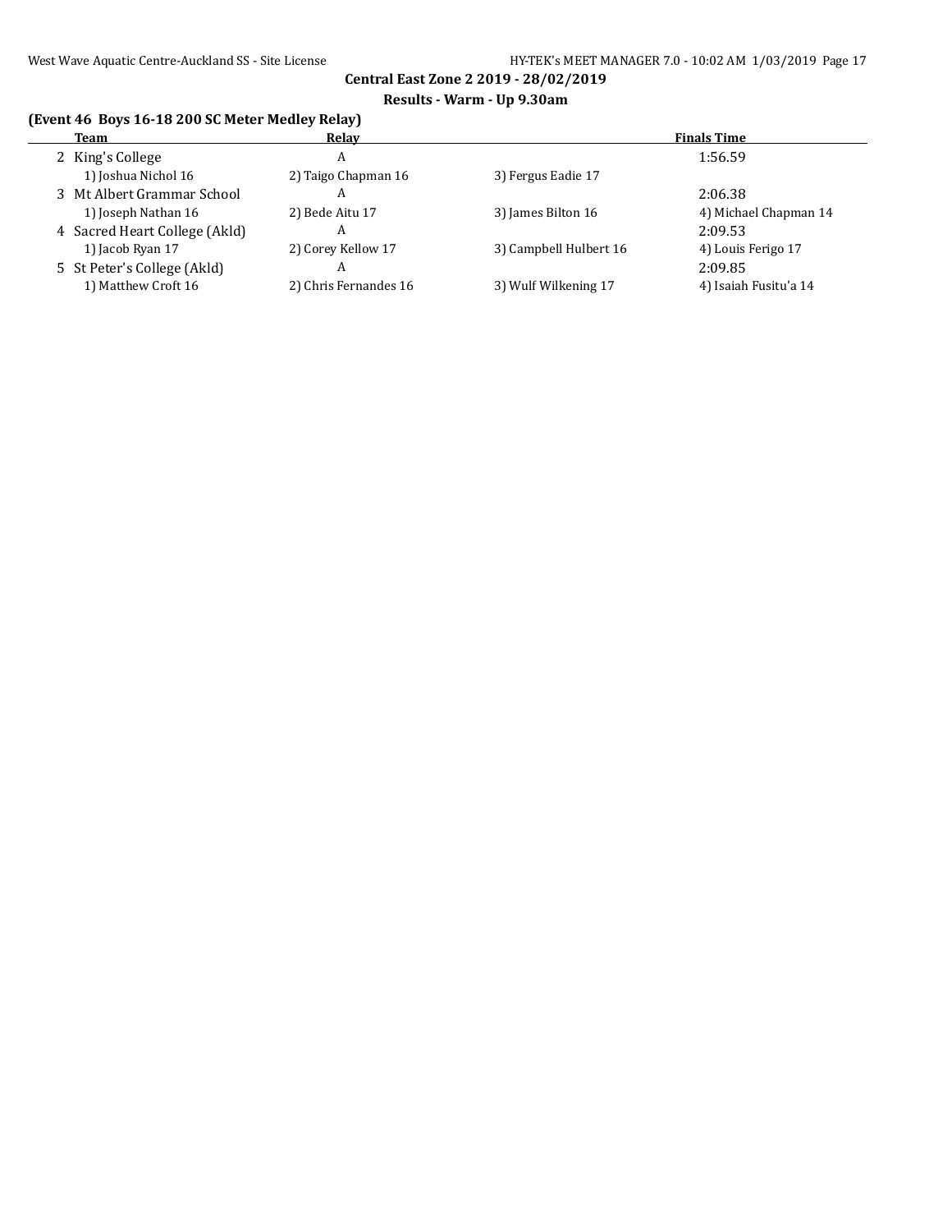**Central East Zone 2 2019 - 28/02/2019**

**Results - Warm - Up 9.30am**

### (Event 46 Boys 16-18 200 SC Meter Medley Relay)

| | Team | Relay | | Finals Time |
|---|---|---|---|---|
| 2 | King's College | A | | 1:56.59 |
| | 1) Joshua Nichol 16 | 2) Taigo Chapman 16 | 3) Fergus Eadie 17 | |
| 3 | Mt Albert Grammar School | A | | 2:06.38 |
| | 1) Joseph Nathan 16 | 2) Bede Aitu 17 | 3) James Bilton 16 | 4) Michael Chapman 14 |
| 4 | Sacred Heart College (Akld) | A | | 2:09.53 |
| | 1) Jacob Ryan 17 | 2) Corey Kellow 17 | 3) Campbell Hulbert 16 | 4) Louis Ferigo 17 |
| 5 | St Peter's College (Akld) | A | | 2:09.85 |
| | 1) Matthew Croft 16 | 2) Chris Fernandes 16 | 3) Wulf Wilkening 17 | 4) Isaiah Fusitu'a 14 |